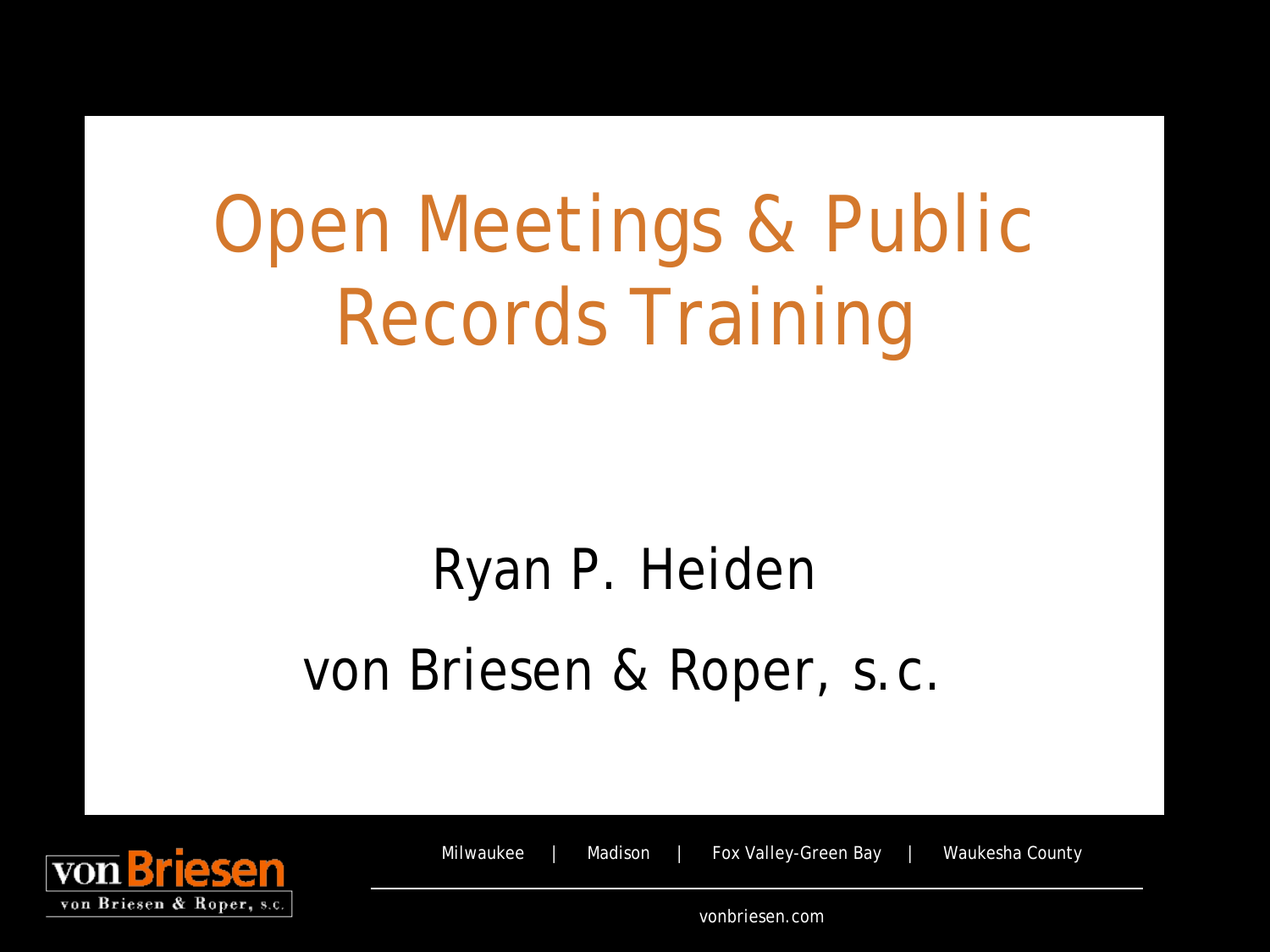# Open Meetings & Public Records Training

Ryan P. Heiden

von Briesen & Roper, s.c.

von Briesen
von Briesen & Roper, s.c.

Milwaukee | Madison | Fox Valley-Green Bay | Waukesha County

vonbriesen.com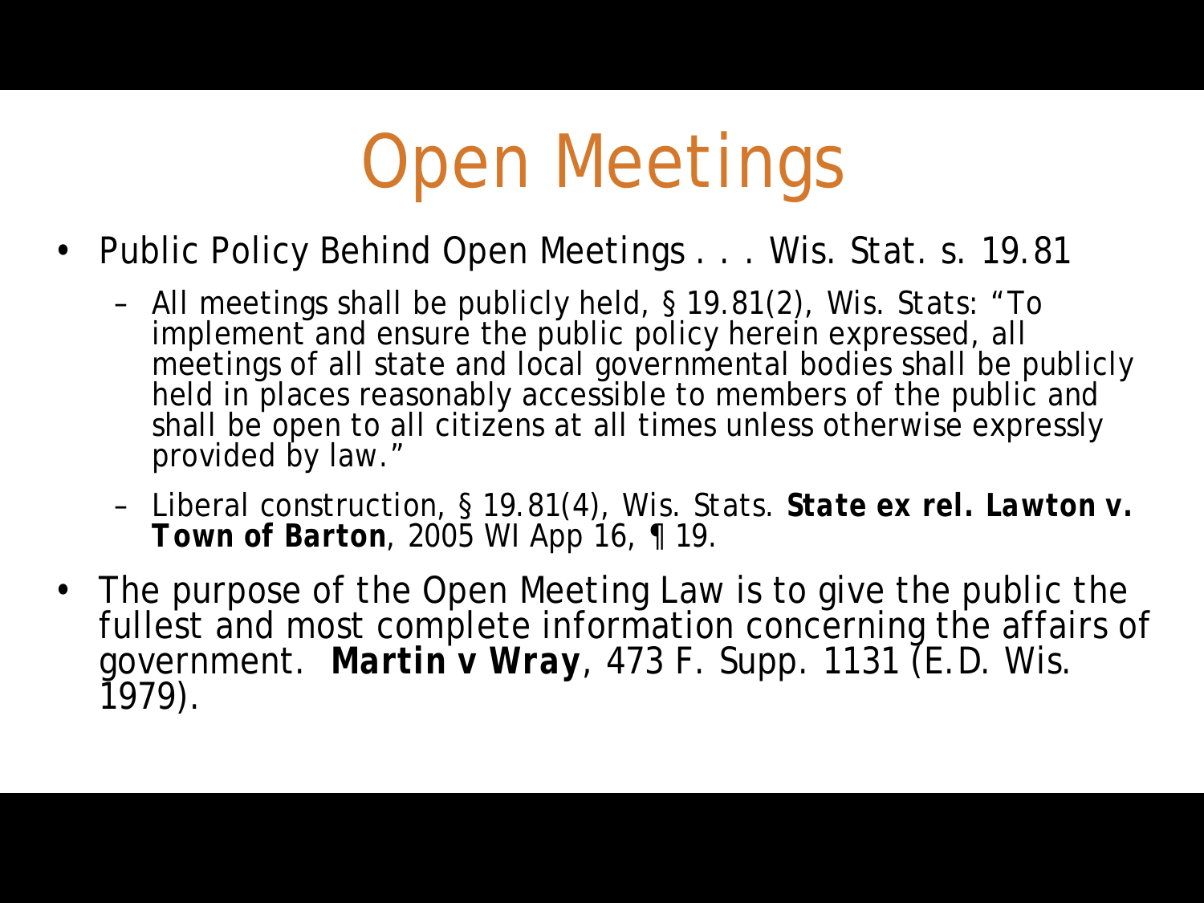# Open Meetings

- Public Policy Behind Open Meetings . . . Wis. Stat. s. 19.81
  - All meetings shall be publicly held, § 19.81(2), Wis. Stats: "To implement and ensure the public policy herein expressed, all meetings of all state and local governmental bodies shall be publicly held in places reasonably accessible to members of the public and shall be open to all citizens at all times unless otherwise expressly provided by law."
  - Liberal construction, § 19.81(4), Wis. Stats. ***State ex rel. Lawton v. Town of Barton***, 2005 WI App 16, ¶ 19.
- The purpose of the Open Meeting Law is to give the public the fullest and most complete information concerning the affairs of government. **Martin v Wray**, 473 F. Supp. 1131 (E.D. Wis. 1979).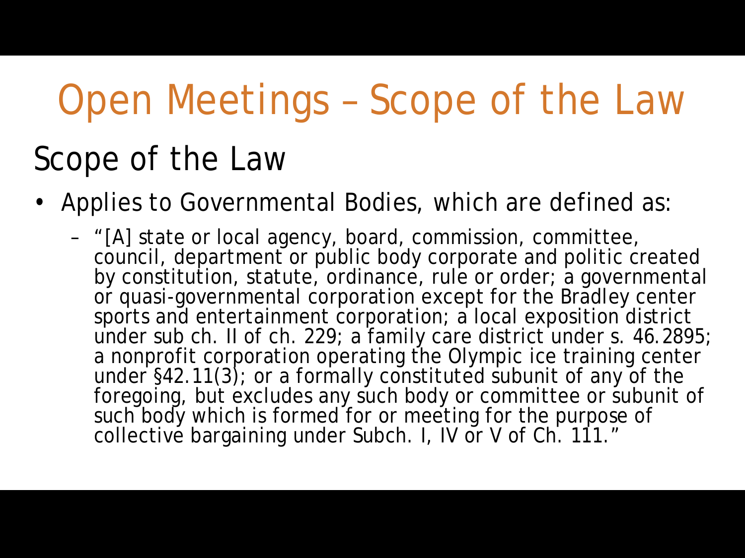# Open Meetings – Scope of the Law

## Scope of the Law

- Applies to Governmental Bodies, which are defined as:
  - "[A] state or local agency, board, commission, committee, council, department or public body corporate and politic created by constitution, statute, ordinance, rule or order; a governmental or quasi-governmental corporation except for the Bradley center sports and entertainment corporation; a local exposition district under sub ch. II of ch. 229; a family care district under s. 46.2895; a nonprofit corporation operating the Olympic ice training center under §42.11(3); or a formally constituted subunit of any of the foregoing, but excludes any such body or committee or subunit of such body which is formed for or meeting for the purpose of collective bargaining under Subch. I, IV or V of Ch. 111."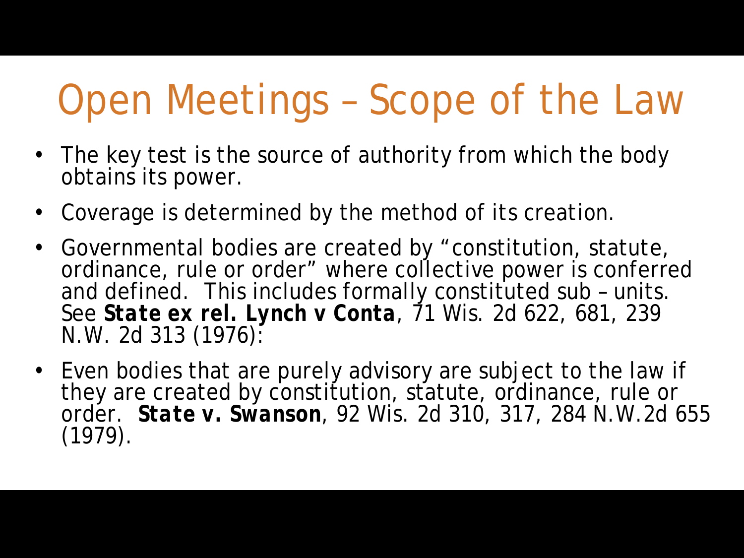# Open Meetings – Scope of the Law

- The key test is the source of authority from which the body obtains its power.
- Coverage is determined by the method of its creation.
- Governmental bodies are created by “constitution, statute, ordinance, rule or order” where collective power is conferred and defined. This includes formally constituted sub – units. See **State ex rel. Lynch v Conta**, 71 Wis. 2d 622, 681, 239 N.W. 2d 313 (1976):
- Even bodies that are purely advisory are subject to the law if they are created by constitution, statute, ordinance, rule or order. **State v. Swanson**, 92 Wis. 2d 310, 317, 284 N.W.2d 655 (1979).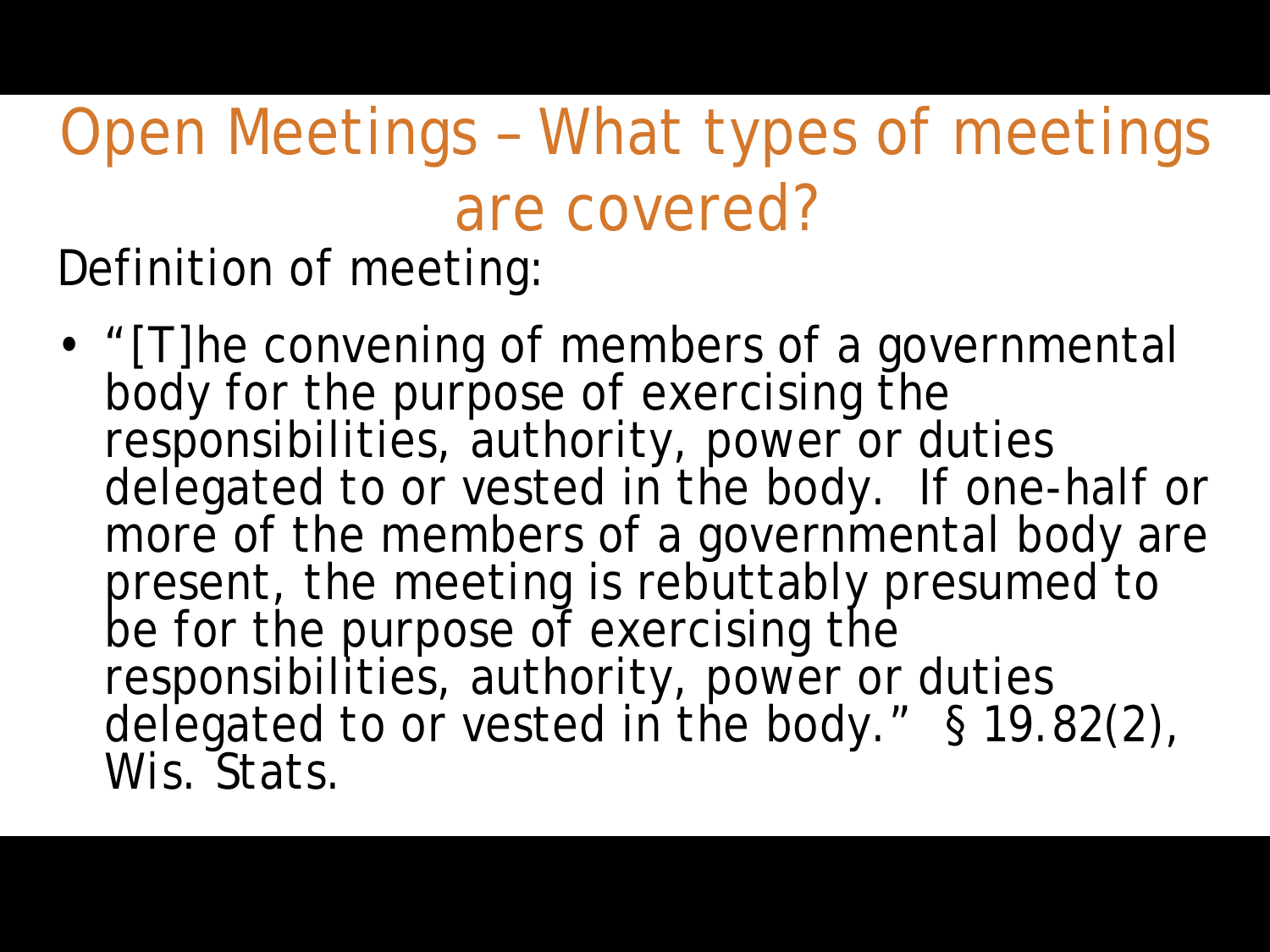# Open Meetings – What types of meetings are covered?

Definition of meeting:

- "[T]he convening of members of a governmental body for the purpose of exercising the responsibilities, authority, power or duties delegated to or vested in the body. If one-half or more of the members of a governmental body are present, the meeting is rebuttably presumed to be for the purpose of exercising the responsibilities, authority, power or duties delegated to or vested in the body." § 19.82(2), Wis. Stats.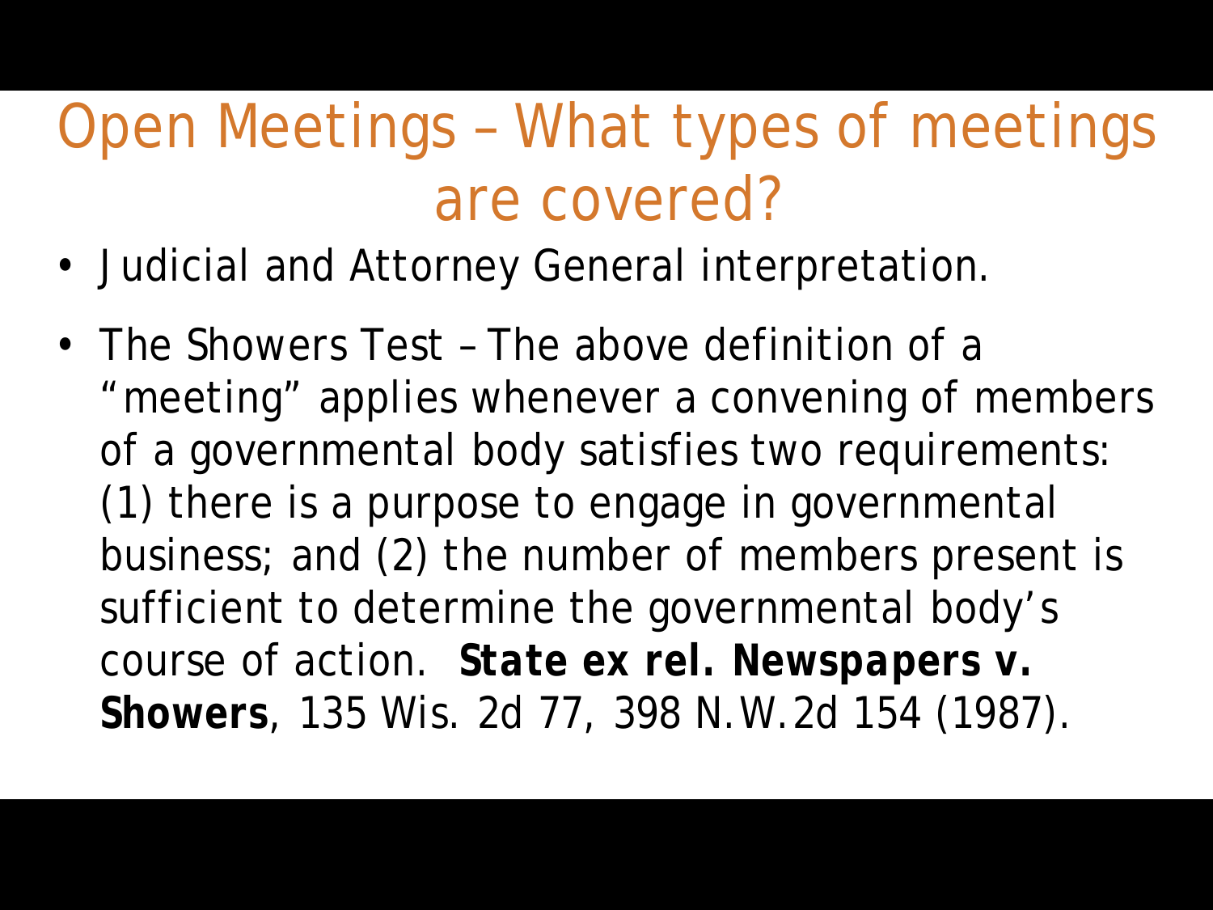# Open Meetings – What types of meetings are covered?

- Judicial and Attorney General interpretation.
- The Showers Test – The above definition of a "meeting" applies whenever a convening of members of a governmental body satisfies two requirements: (1) there is a purpose to engage in governmental business; and (2) the number of members present is sufficient to determine the governmental body's course of action. **State ex rel. Newspapers v. Showers**, 135 Wis. 2d 77, 398 N.W.2d 154 (1987).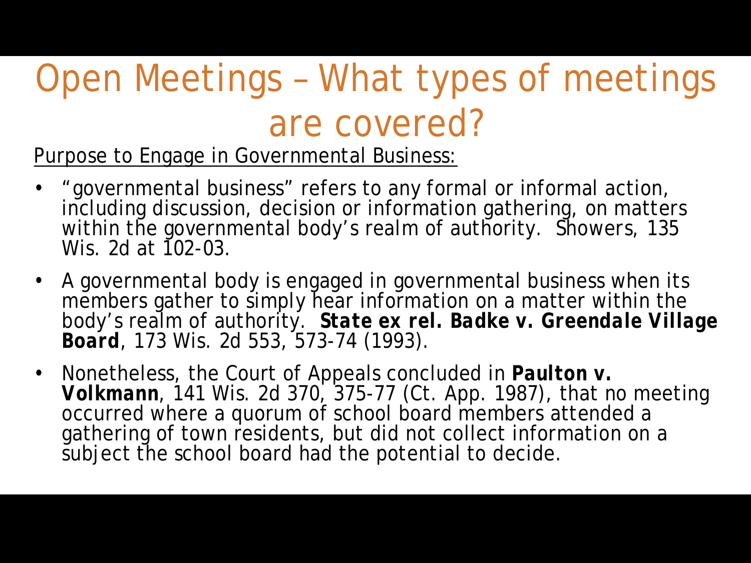# Open Meetings – What types of meetings are covered?

<u>Purpose to Engage in Governmental Business:</u>

- "governmental business" refers to any formal or informal action, including discussion, decision or information gathering, on matters within the governmental body's realm of authority. Showers, 135 Wis. 2d at 102-03.
- A governmental body is engaged in governmental business when its members gather to simply hear information on a matter within the body's realm of authority. ***State ex rel. Badke v. Greendale Village Board***, 173 Wis. 2d 553, 573-74 (1993).
- Nonetheless, the Court of Appeals concluded in **Paulton v. Volkmann**, 141 Wis. 2d 370, 375-77 (Ct. App. 1987), that no meeting occurred where a quorum of school board members attended a gathering of town residents, but did not collect information on a subject the school board had the potential to decide.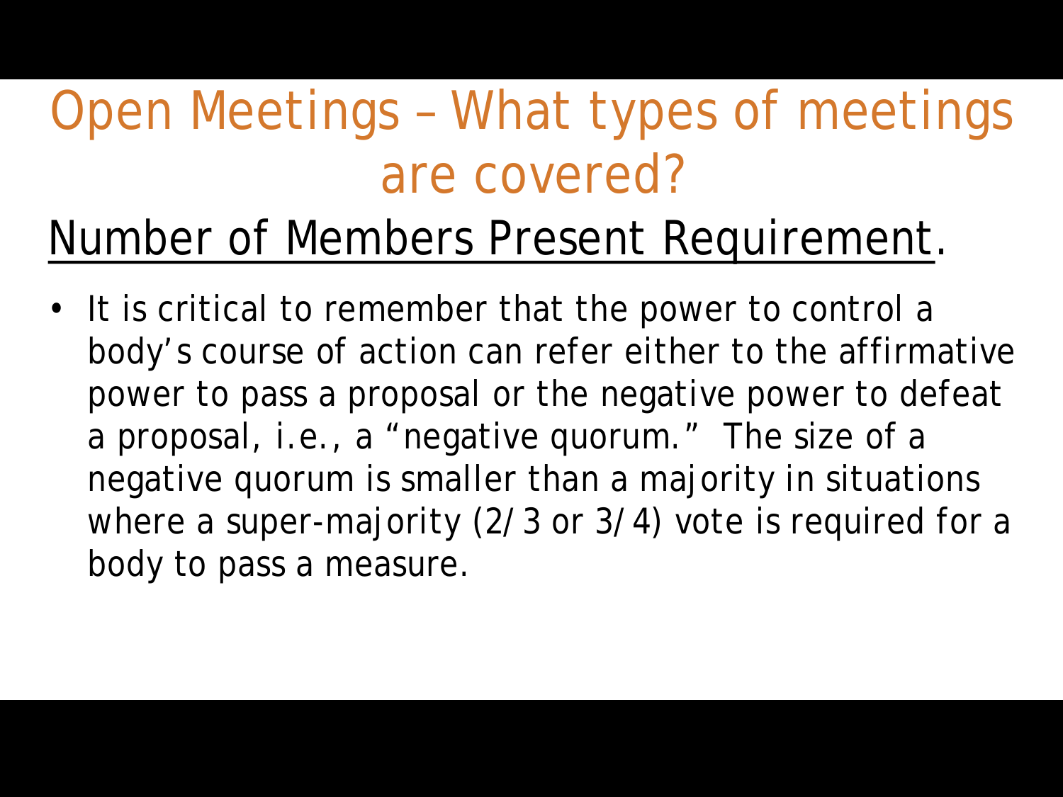# Open Meetings – What types of meetings are covered?

## Number of Members Present Requirement.

- It is critical to remember that the power to control a body's course of action can refer either to the affirmative power to pass a proposal or the negative power to defeat a proposal, i.e., a "negative quorum." The size of a negative quorum is smaller than a majority in situations where a super-majority (2/3 or 3/4) vote is required for a body to pass a measure.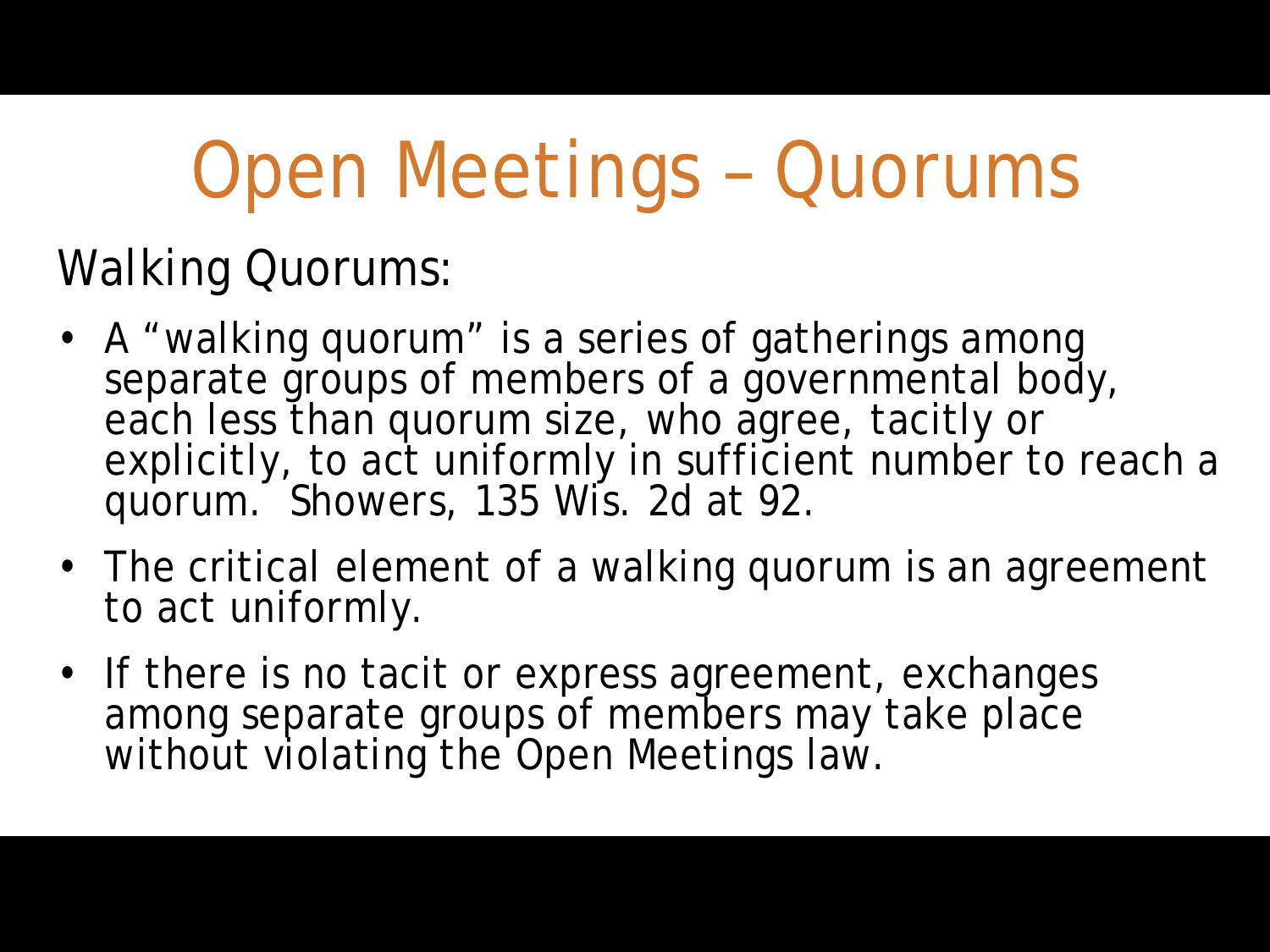# Open Meetings – Quorums

## Walking Quorums:

- A "walking quorum" is a series of gatherings among separate groups of members of a governmental body, each less than quorum size, who agree, tacitly or explicitly, to act uniformly in sufficient number to reach a quorum. Showers, 135 Wis. 2d at 92.
- The critical element of a walking quorum is an agreement to act uniformly.
- If there is no tacit or express agreement, exchanges among separate groups of members may take place without violating the Open Meetings law.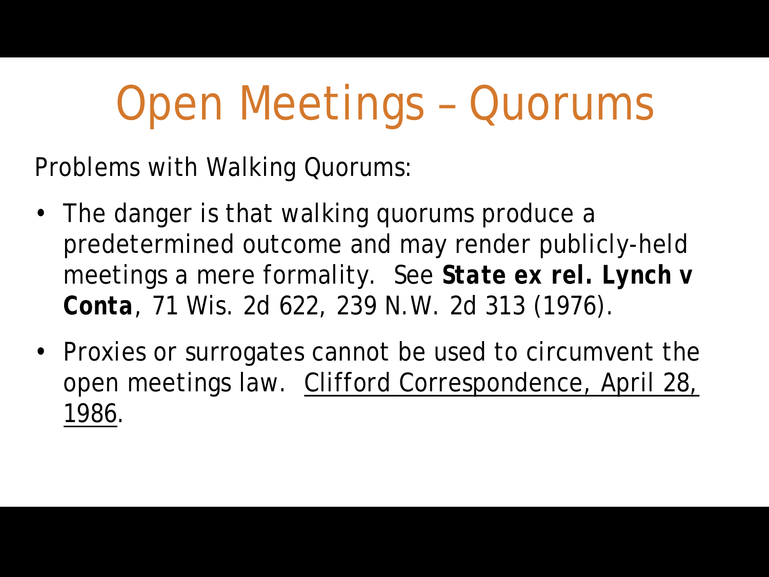# Open Meetings – Quorums

Problems with Walking Quorums:

- The danger is that walking quorums produce a predetermined outcome and may render publicly-held meetings a mere formality. See **State ex rel. Lynch v Conta**, 71 Wis. 2d 622, 239 N.W. 2d 313 (1976).
- Proxies or surrogates cannot be used to circumvent the open meetings law. Clifford Correspondence, April 28, 1986.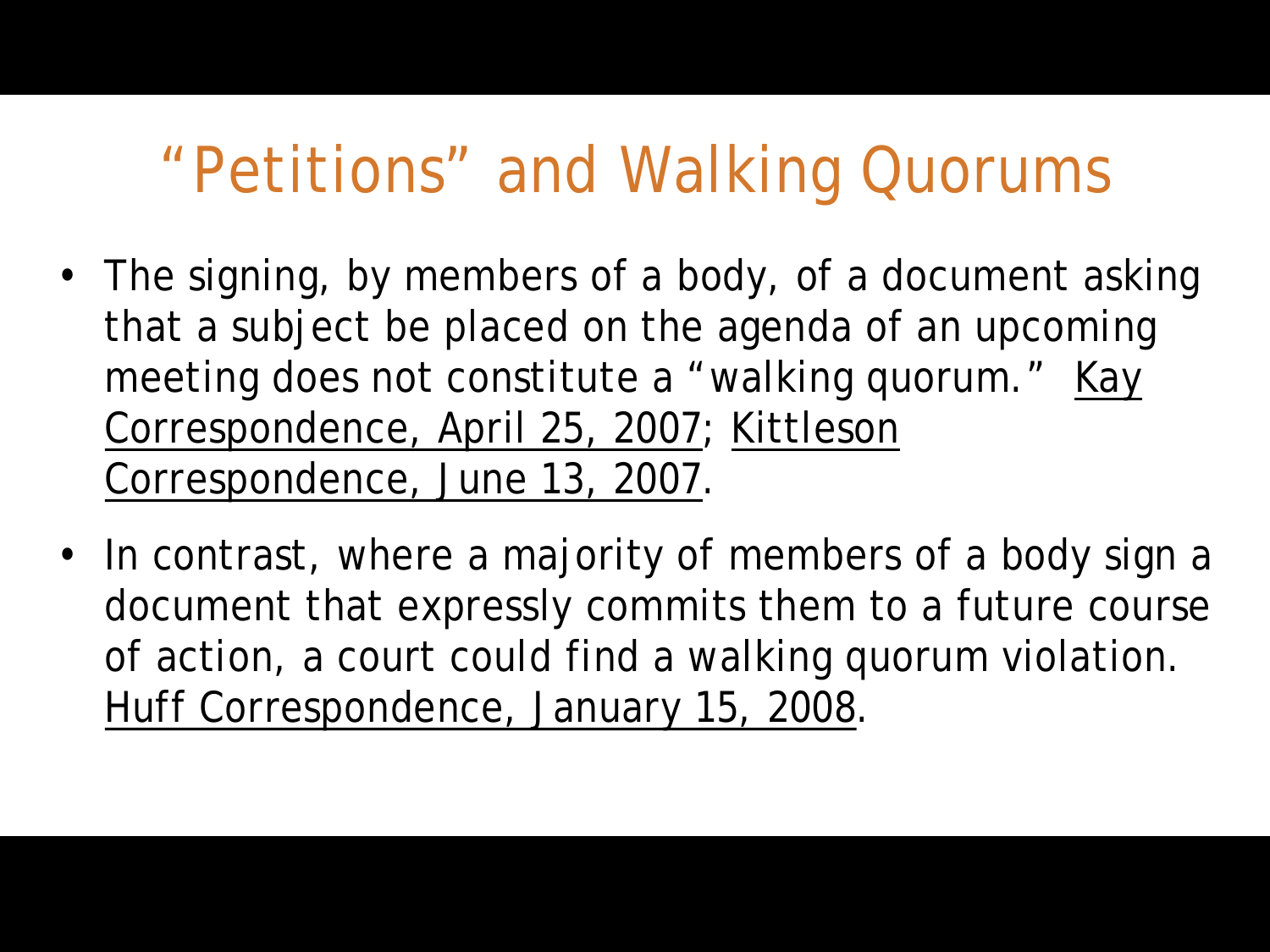# "Petitions" and Walking Quorums

- The signing, by members of a body, of a document asking that a subject be placed on the agenda of an upcoming meeting does not constitute a "walking quorum." Kay Correspondence, April 25, 2007; Kittleson Correspondence, June 13, 2007.
- In contrast, where a majority of members of a body sign a document that expressly commits them to a future course of action, a court could find a walking quorum violation. Huff Correspondence, January 15, 2008.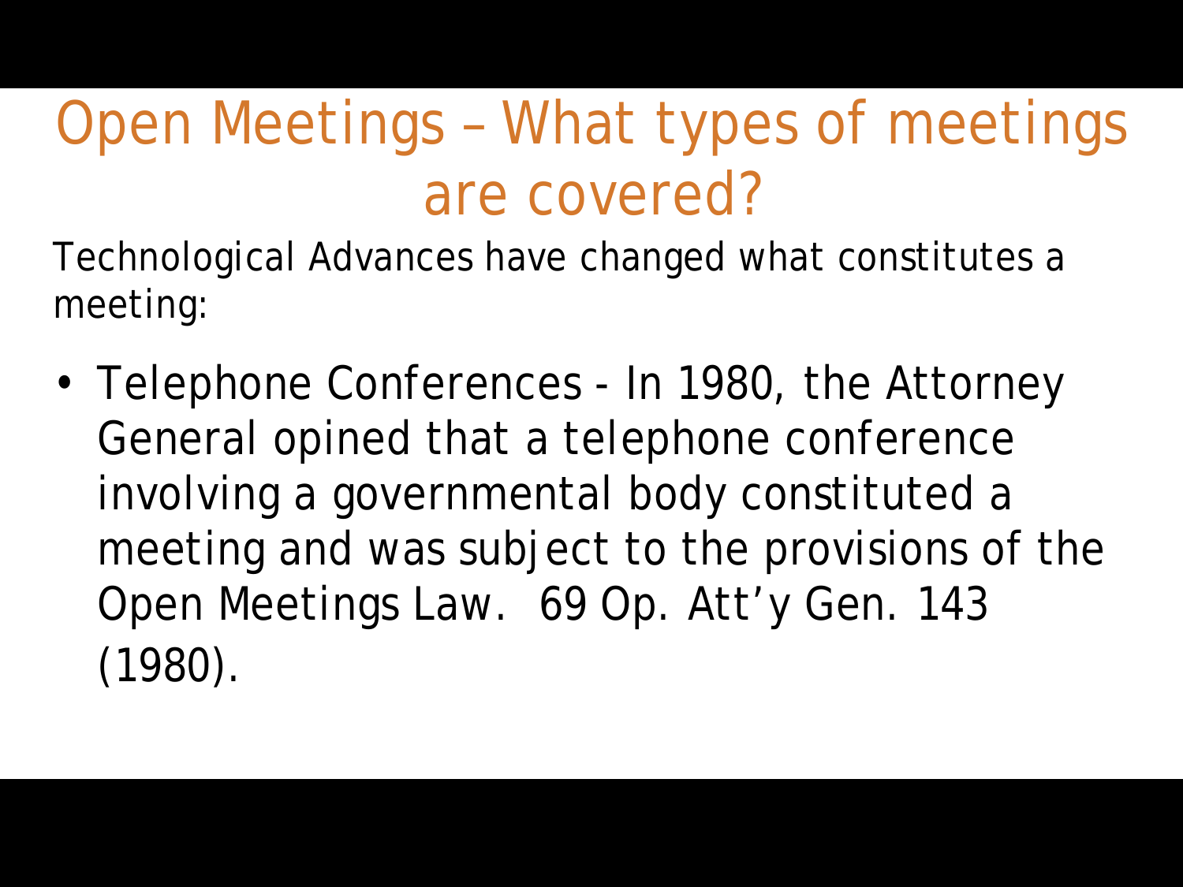# Open Meetings – What types of meetings are covered?

Technological Advances have changed what constitutes a meeting:

- Telephone Conferences - In 1980, the Attorney General opined that a telephone conference involving a governmental body constituted a meeting and was subject to the provisions of the Open Meetings Law. 69 Op. Att'y Gen. 143 (1980).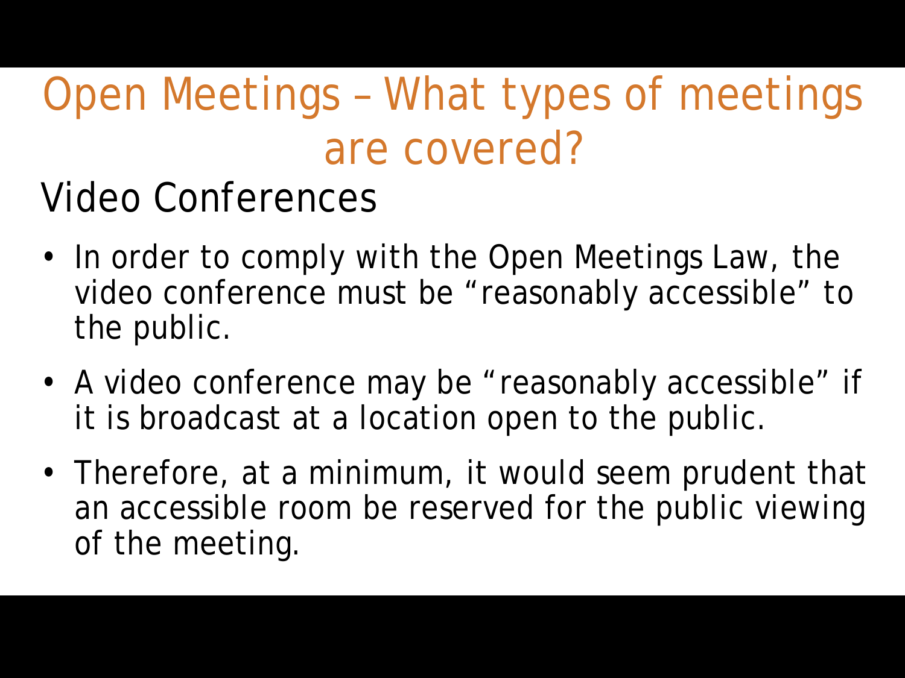# Open Meetings – What types of meetings are covered?

## Video Conferences

- In order to comply with the Open Meetings Law, the video conference must be “reasonably accessible” to the public.
- A video conference may be “reasonably accessible” if it is broadcast at a location open to the public.
- Therefore, at a minimum, it would seem prudent that an accessible room be reserved for the public viewing of the meeting.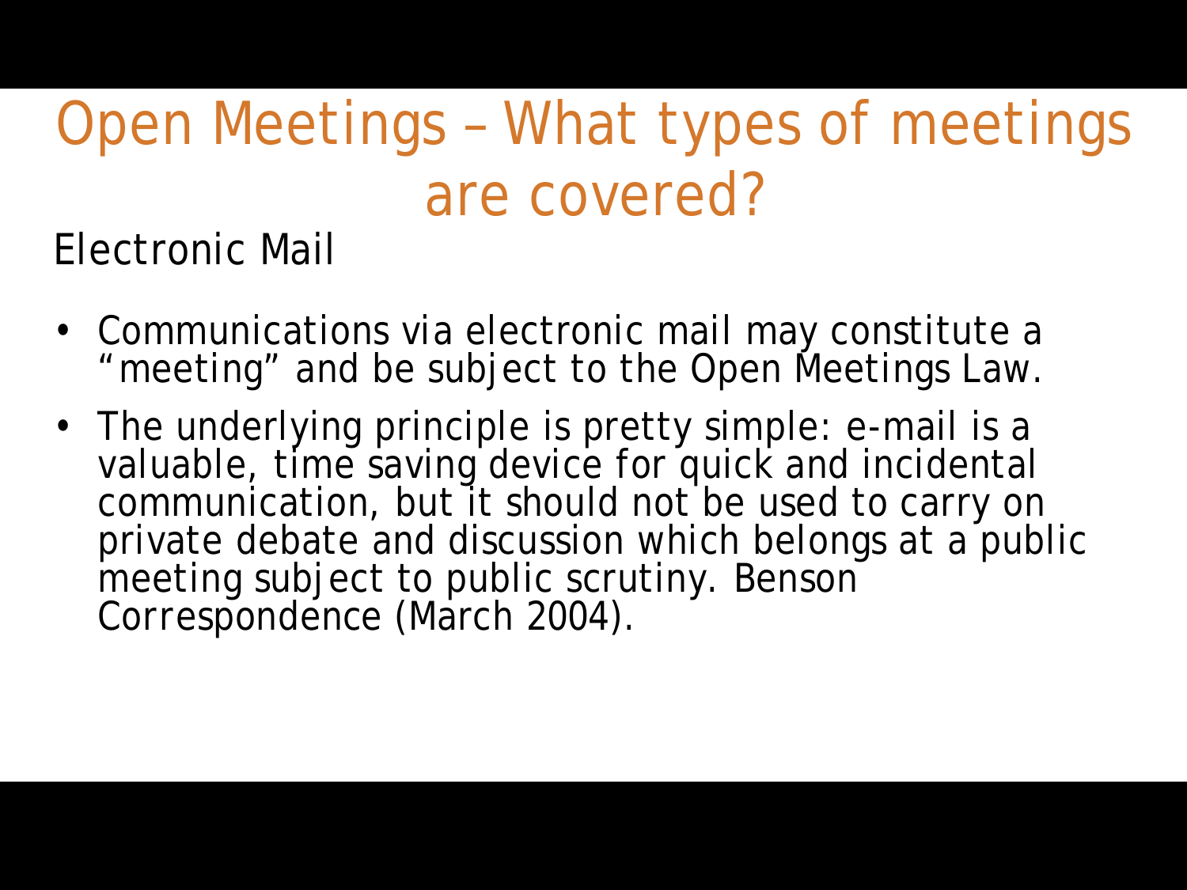# Open Meetings – What types of meetings are covered?

## Electronic Mail

- Communications via electronic mail may constitute a "meeting" and be subject to the Open Meetings Law.
- The underlying principle is pretty simple: e-mail is a valuable, time saving device for quick and incidental communication, but it should not be used to carry on private debate and discussion which belongs at a public meeting subject to public scrutiny. Benson Correspondence (March 2004).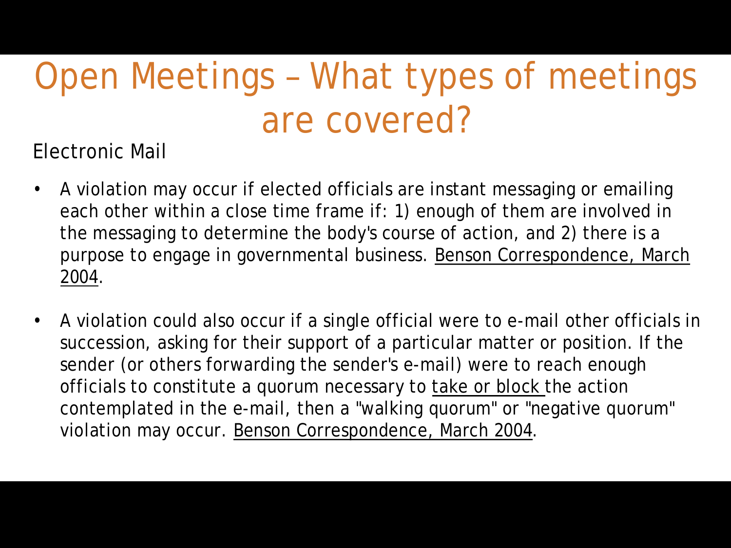# Open Meetings – What types of meetings are covered?

Electronic Mail

- A violation may occur if elected officials are instant messaging or emailing each other within a close time frame if: 1) enough of them are involved in the messaging to determine the body's course of action, and 2) there is a purpose to engage in governmental business. <u>Benson Correspondence, March 2004</u>.

- A violation could also occur if a single official were to e-mail other officials in succession, asking for their support of a particular matter or position. If the sender (or others forwarding the sender's e-mail) were to reach enough officials to constitute a quorum necessary to <u>take or block</u> the action contemplated in the e-mail, then a "walking quorum" or "negative quorum" violation may occur. <u>Benson Correspondence, March 2004</u>.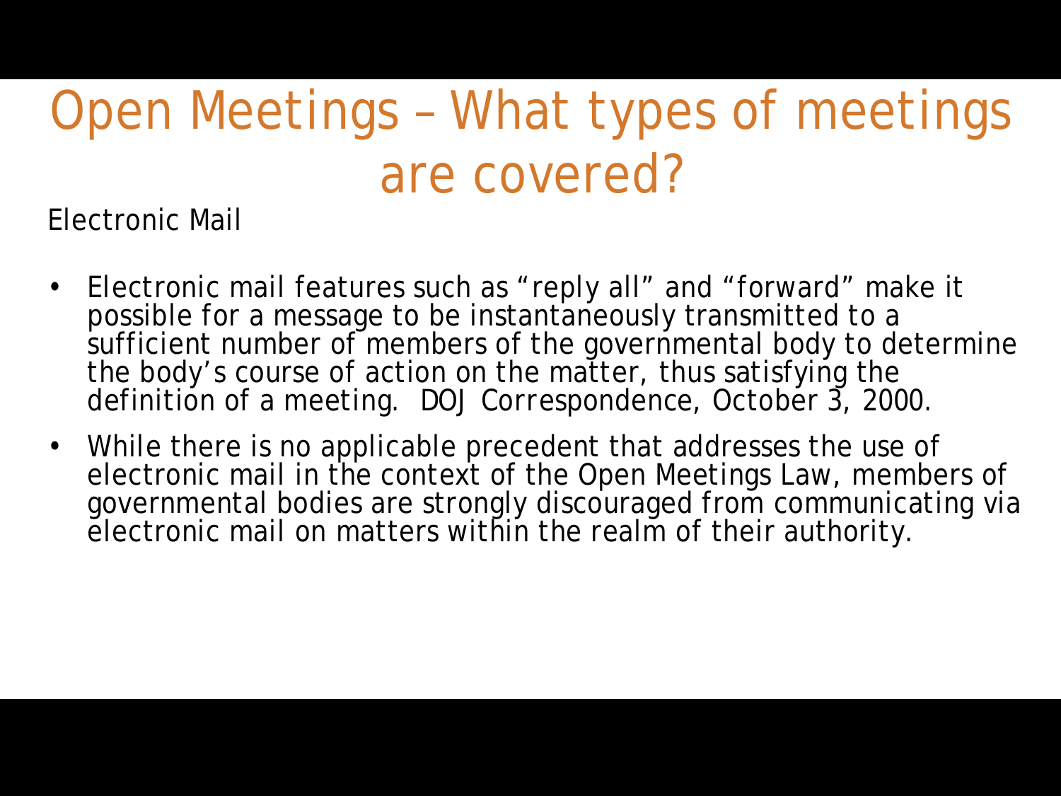# Open Meetings – What types of meetings are covered?

Electronic Mail

- Electronic mail features such as "reply all" and "forward" make it possible for a message to be instantaneously transmitted to a sufficient number of members of the governmental body to determine the body's course of action on the matter, thus satisfying the definition of a meeting. DOJ Correspondence, October 3, 2000.
- While there is no applicable precedent that addresses the use of electronic mail in the context of the Open Meetings Law, members of governmental bodies are strongly discouraged from communicating via electronic mail on matters within the realm of their authority.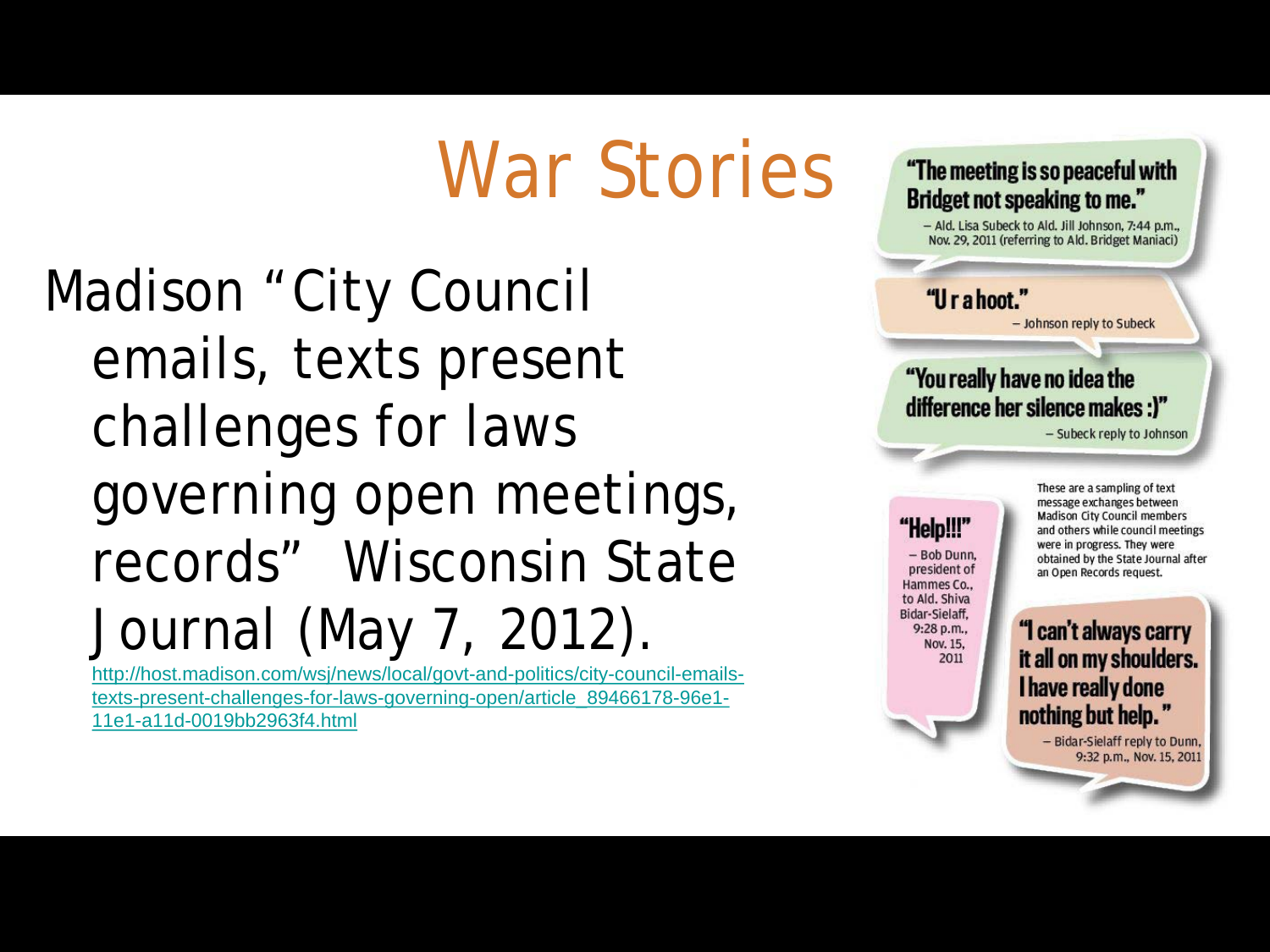# War Stories

Madison "City Council emails, texts present challenges for laws governing open meetings, records" Wisconsin State Journal (May 7, 2012).

http://host.madison.com/wsj/news/local/govt-and-politics/city-council-emails-texts-present-challenges-for-laws-governing-open/article_89466178-96e1-11e1-a11d-0019bb2963f4.html

**"The meeting is so peaceful with Bridget not speaking to me."**

– Ald. Lisa Subeck to Ald. Jill Johnson, 7:44 p.m., Nov. 29, 2011 (referring to Ald. Bridget Maniaci)

**"U r a hoot."**

– Johnson reply to Subeck

**"You really have no idea the difference her silence makes :)"**

– Subeck reply to Johnson

**"Help!!!"**

– Bob Dunn, president of Hammes Co., to Ald. Shiva Bidar-Sielaff, 9:28 p.m., Nov. 15, 2011

These are a sampling of text message exchanges between Madison City Council members and others while council meetings were in progress. They were obtained by the State Journal after an Open Records request.

**"I can't always carry it all on my shoulders. I have really done nothing but help."**

– Bidar-Sielaff reply to Dunn, 9:32 p.m., Nov. 15, 2011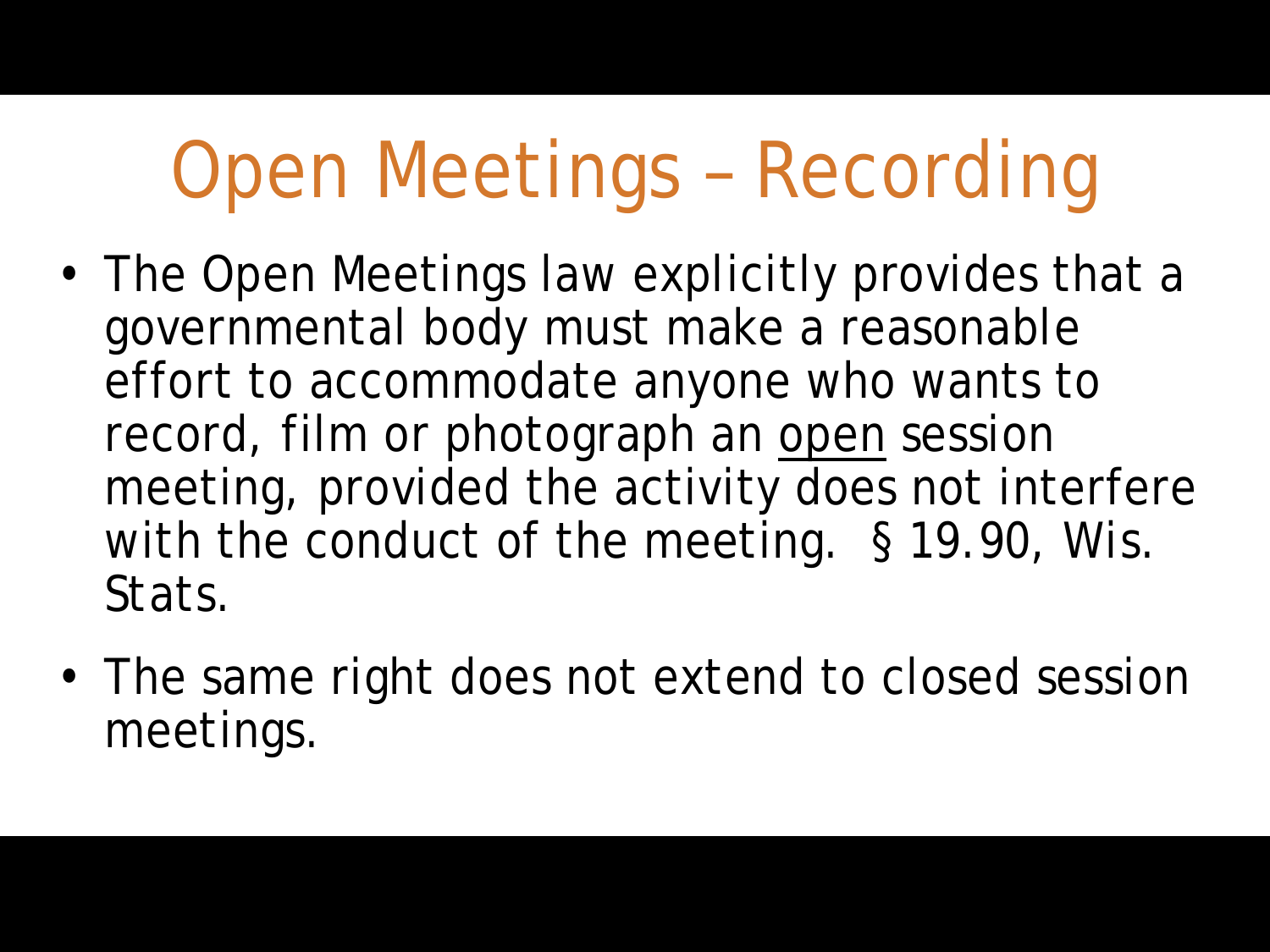# Open Meetings – Recording

- The Open Meetings law explicitly provides that a governmental body must make a reasonable effort to accommodate anyone who wants to record, film or photograph an <u>open</u> session meeting, provided the activity does not interfere with the conduct of the meeting. § 19.90, Wis. Stats.
- The same right does not extend to closed session meetings.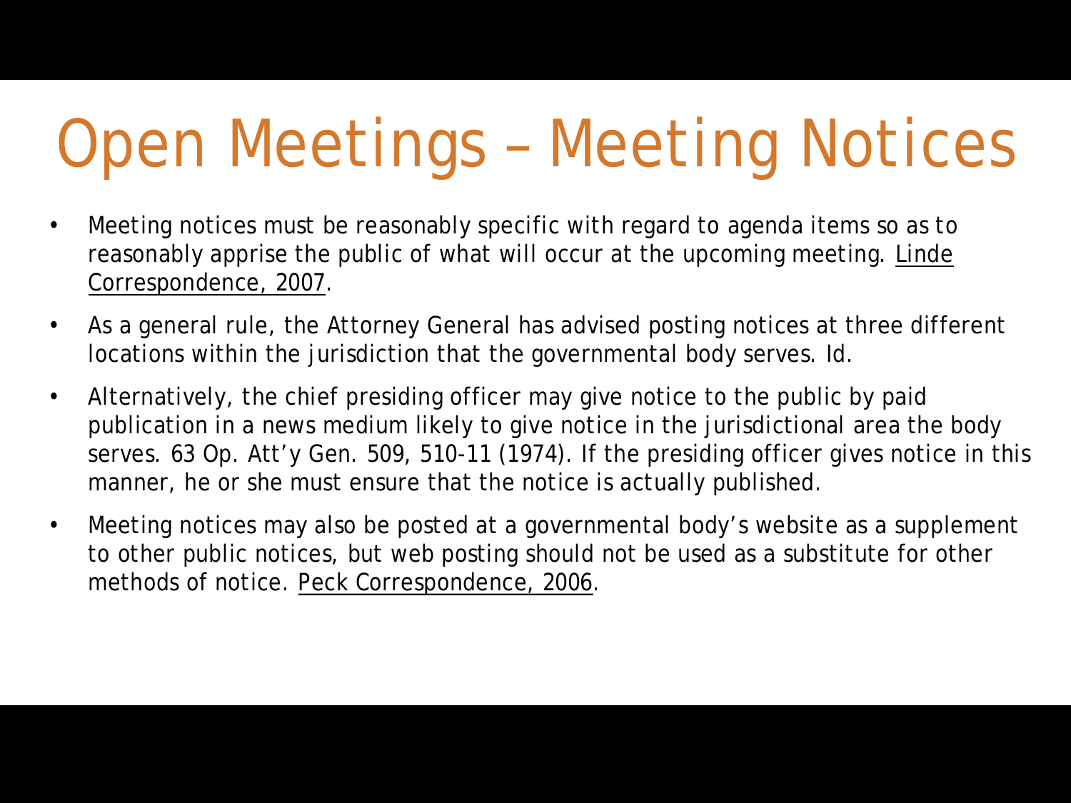# Open Meetings – Meeting Notices

- Meeting notices must be reasonably specific with regard to agenda items so as to reasonably apprise the public of what will occur at the upcoming meeting. Linde Correspondence, 2007.
- As a general rule, the Attorney General has advised posting notices at three different locations within the jurisdiction that the governmental body serves. Id.
- Alternatively, the chief presiding officer may give notice to the public by paid publication in a news medium likely to give notice in the jurisdictional area the body serves. 63 Op. Att'y Gen. 509, 510-11 (1974). If the presiding officer gives notice in this manner, he or she must ensure that the notice is actually published.
- Meeting notices may also be posted at a governmental body's website as a supplement to other public notices, but web posting should not be used as a substitute for other methods of notice. Peck Correspondence, 2006.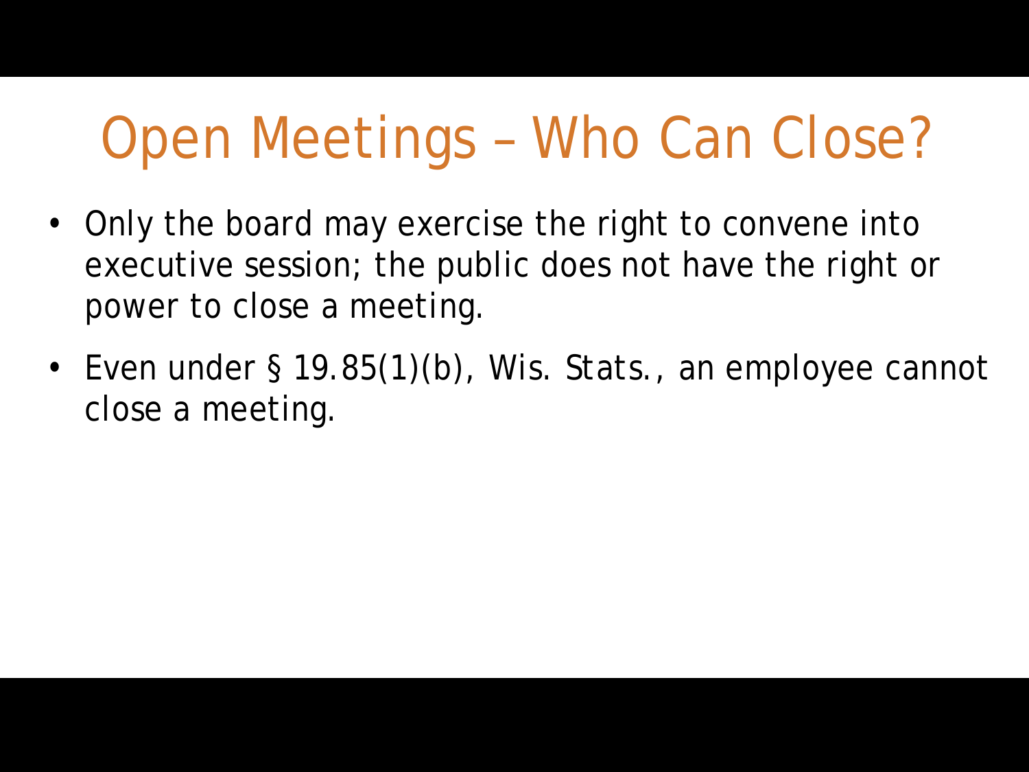# Open Meetings – Who Can Close?

- Only the board may exercise the right to convene into executive session; the public does not have the right or power to close a meeting.
- Even under § 19.85(1)(b), Wis. Stats., an employee cannot close a meeting.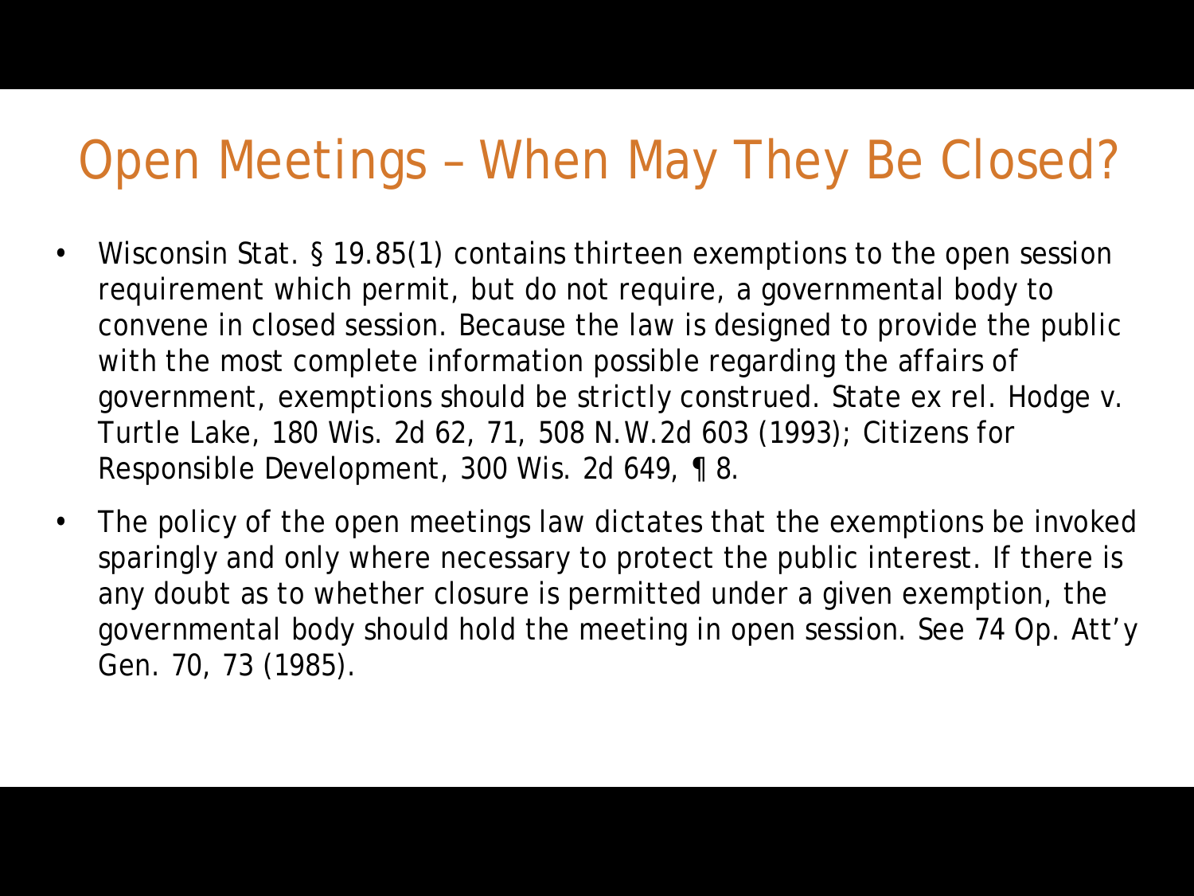# Open Meetings – When May They Be Closed?

- Wisconsin Stat. § 19.85(1) contains thirteen exemptions to the open session requirement which permit, but do not require, a governmental body to convene in closed session. Because the law is designed to provide the public with the most complete information possible regarding the affairs of government, exemptions should be strictly construed. State ex rel. Hodge v. Turtle Lake, 180 Wis. 2d 62, 71, 508 N.W.2d 603 (1993); Citizens for Responsible Development, 300 Wis. 2d 649, ¶ 8.
- The policy of the open meetings law dictates that the exemptions be invoked sparingly and only where necessary to protect the public interest. If there is any doubt as to whether closure is permitted under a given exemption, the governmental body should hold the meeting in open session. See 74 Op. Att'y Gen. 70, 73 (1985).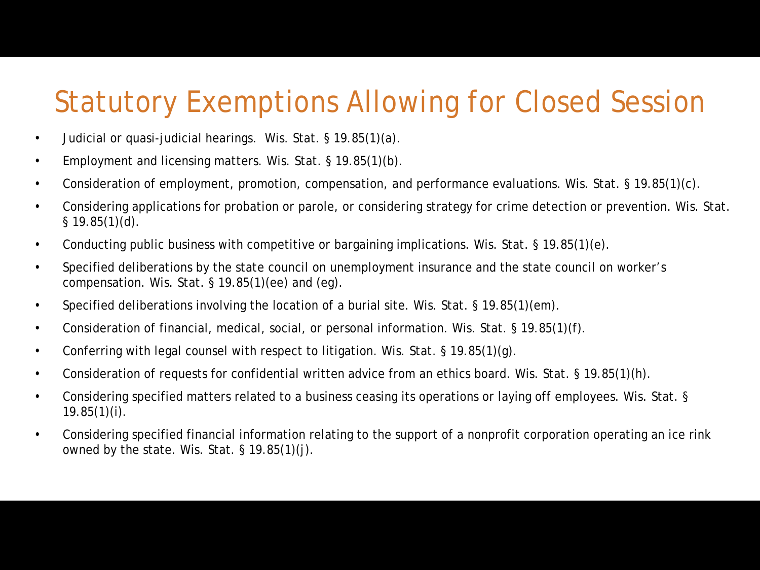# Statutory Exemptions Allowing for Closed Session

- Judicial or quasi-judicial hearings.  Wis. Stat. § 19.85(1)(a).
- Employment and licensing matters. Wis. Stat. § 19.85(1)(b).
- Consideration of employment, promotion, compensation, and performance evaluations. Wis. Stat. § 19.85(1)(c).
- Considering applications for probation or parole, or considering strategy for crime detection or prevention. Wis. Stat. § 19.85(1)(d).
- Conducting public business with competitive or bargaining implications. Wis. Stat. § 19.85(1)(e).
- Specified deliberations by the state council on unemployment insurance and the state council on worker's compensation. Wis. Stat. § 19.85(1)(ee) and (eg).
- Specified deliberations involving the location of a burial site. Wis. Stat. § 19.85(1)(em).
- Consideration of financial, medical, social, or personal information. Wis. Stat. § 19.85(1)(f).
- Conferring with legal counsel with respect to litigation. Wis. Stat. § 19.85(1)(g).
- Consideration of requests for confidential written advice from an ethics board. Wis. Stat. § 19.85(1)(h).
- Considering specified matters related to a business ceasing its operations or laying off employees. Wis. Stat. § 19.85(1)(i).
- Considering specified financial information relating to the support of a nonprofit corporation operating an ice rink owned by the state. Wis. Stat. § 19.85(1)(j).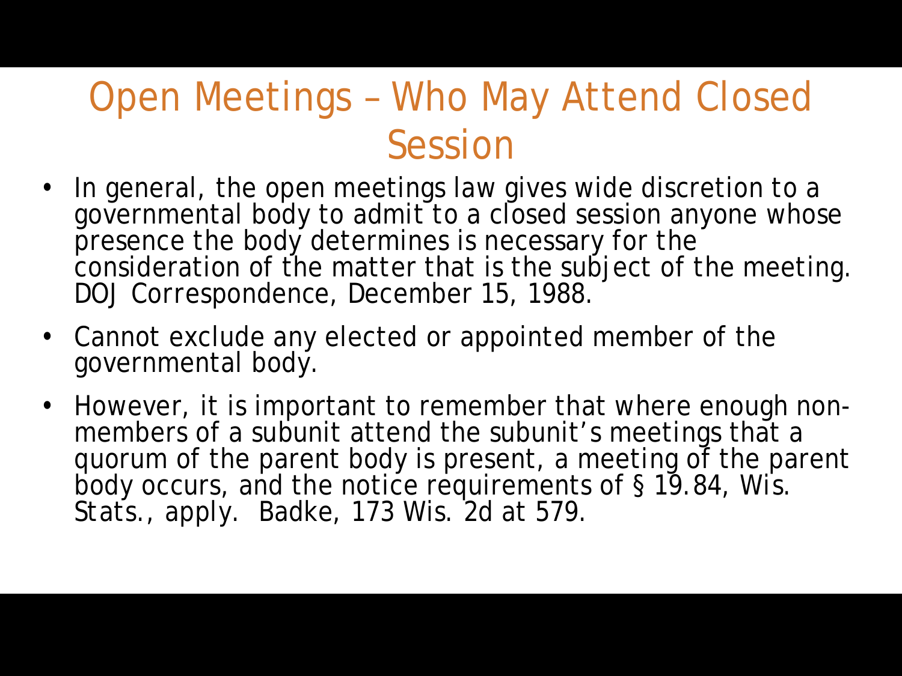# Open Meetings – Who May Attend Closed Session

- In general, the open meetings law gives wide discretion to a governmental body to admit to a closed session anyone whose presence the body determines is necessary for the consideration of the matter that is the subject of the meeting. DOJ Correspondence, December 15, 1988.
- Cannot exclude any elected or appointed member of the governmental body.
- However, it is important to remember that where enough non-members of a subunit attend the subunit's meetings that a quorum of the parent body is present, a meeting of the parent body occurs, and the notice requirements of § 19.84, Wis. Stats., apply. Badke, 173 Wis. 2d at 579.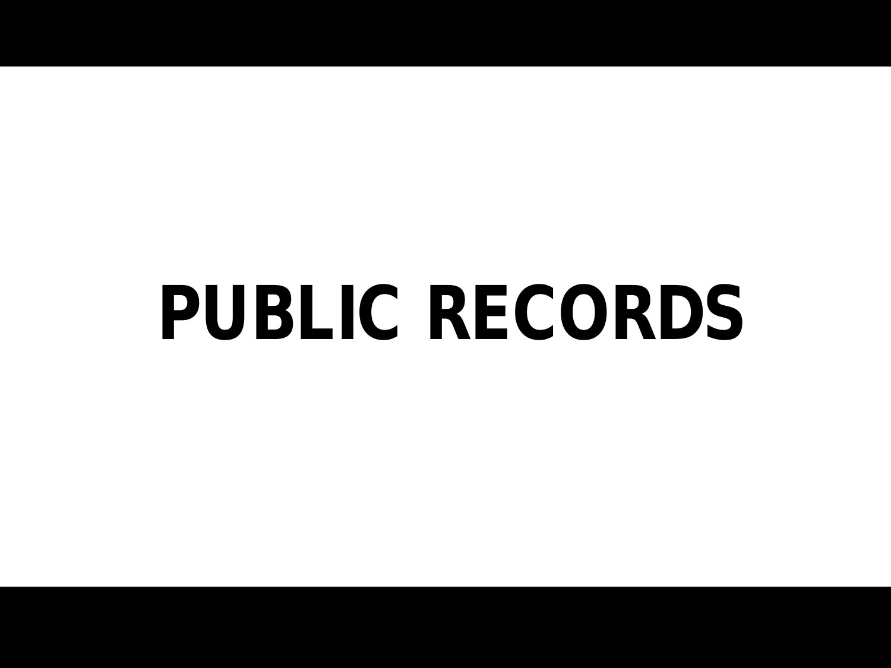# PUBLIC RECORDS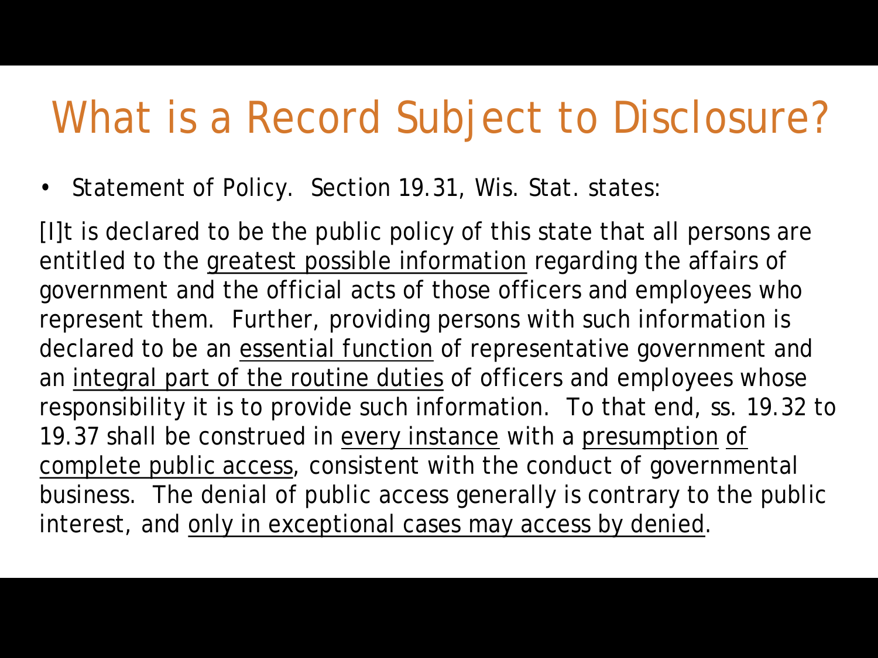# What is a Record Subject to Disclosure?

- Statement of Policy. Section 19.31, Wis. Stat. states:

[I]t is declared to be the public policy of this state that all persons are entitled to the <u>greatest possible information</u> regarding the affairs of government and the official acts of those officers and employees who represent them. Further, providing persons with such information is declared to be an <u>essential function</u> of representative government and an <u>integral part of the routine duties</u> of officers and employees whose responsibility it is to provide such information. To that end, ss. 19.32 to 19.37 shall be construed in <u>every instance</u> with a <u>presumption</u> <u>of complete public access</u>, consistent with the conduct of governmental business. The denial of public access generally is contrary to the public interest, and <u>only in exceptional cases may access by denied</u>.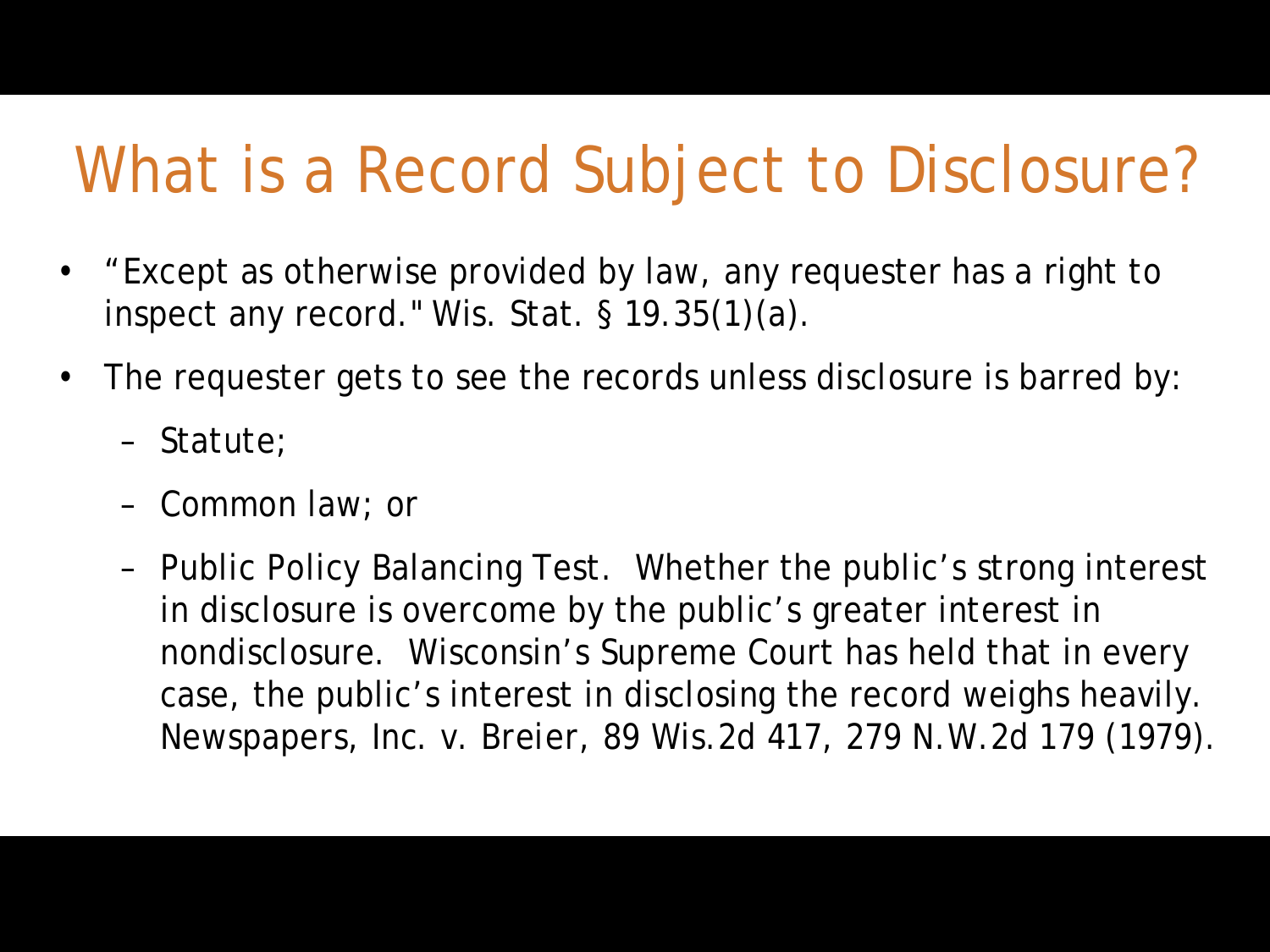# What is a Record Subject to Disclosure?

- "Except as otherwise provided by law, any requester has a right to inspect any record." Wis. Stat. § 19.35(1)(a).
- The requester gets to see the records unless disclosure is barred by:
  - Statute;
  - Common law; or
  - Public Policy Balancing Test. Whether the public's strong interest in disclosure is overcome by the public's greater interest in nondisclosure. Wisconsin's Supreme Court has held that in every case, the public's interest in disclosing the record weighs heavily. Newspapers, Inc. v. Breier, 89 Wis.2d 417, 279 N.W.2d 179 (1979).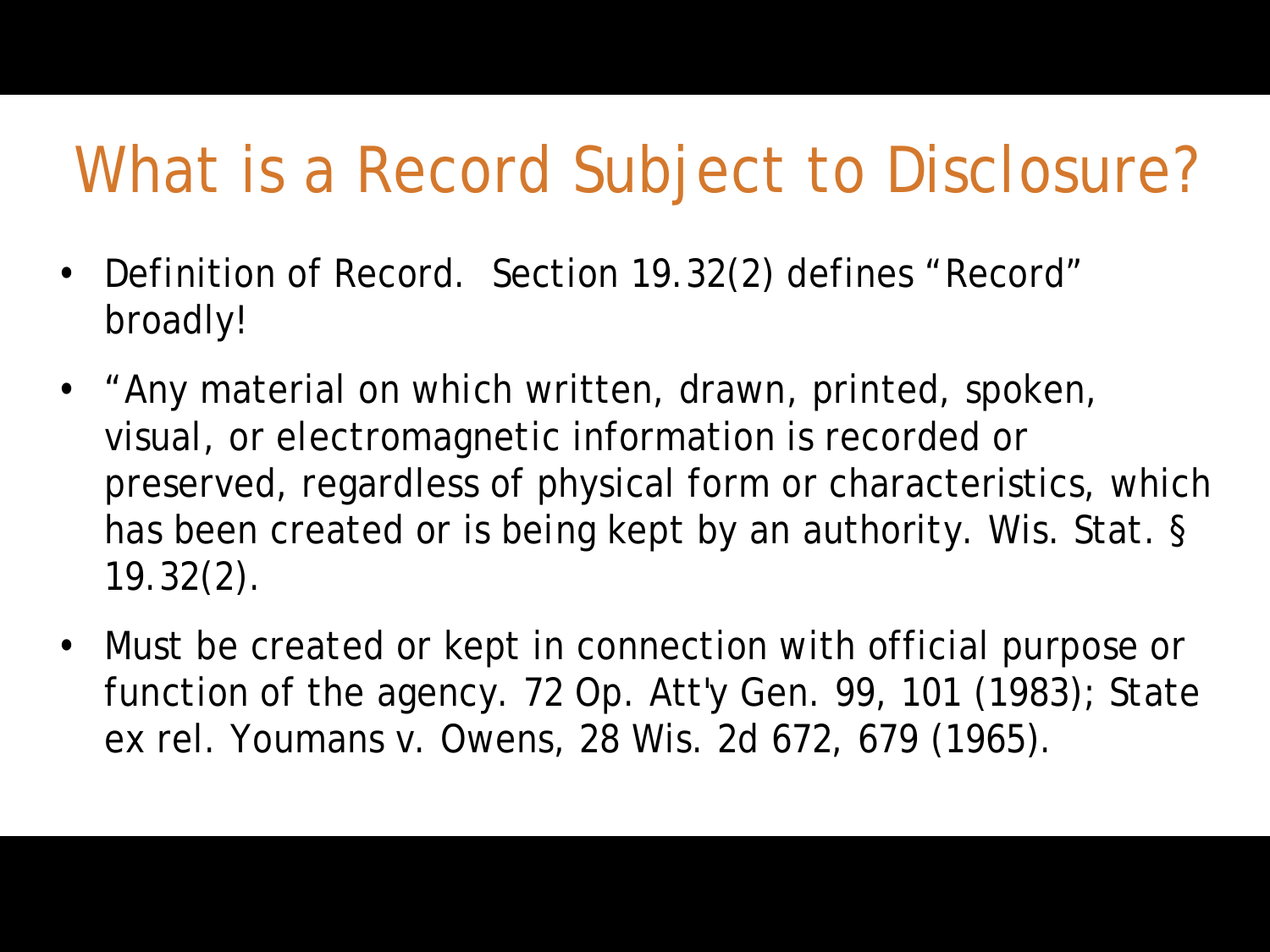# What is a Record Subject to Disclosure?

- Definition of Record. Section 19.32(2) defines "Record" broadly!
- "Any material on which written, drawn, printed, spoken, visual, or electromagnetic information is recorded or preserved, regardless of physical form or characteristics, which has been created or is being kept by an authority. Wis. Stat. § 19.32(2).
- Must be created or kept in connection with official purpose or function of the agency. 72 Op. Att'y Gen. 99, 101 (1983); State ex rel. Youmans v. Owens, 28 Wis. 2d 672, 679 (1965).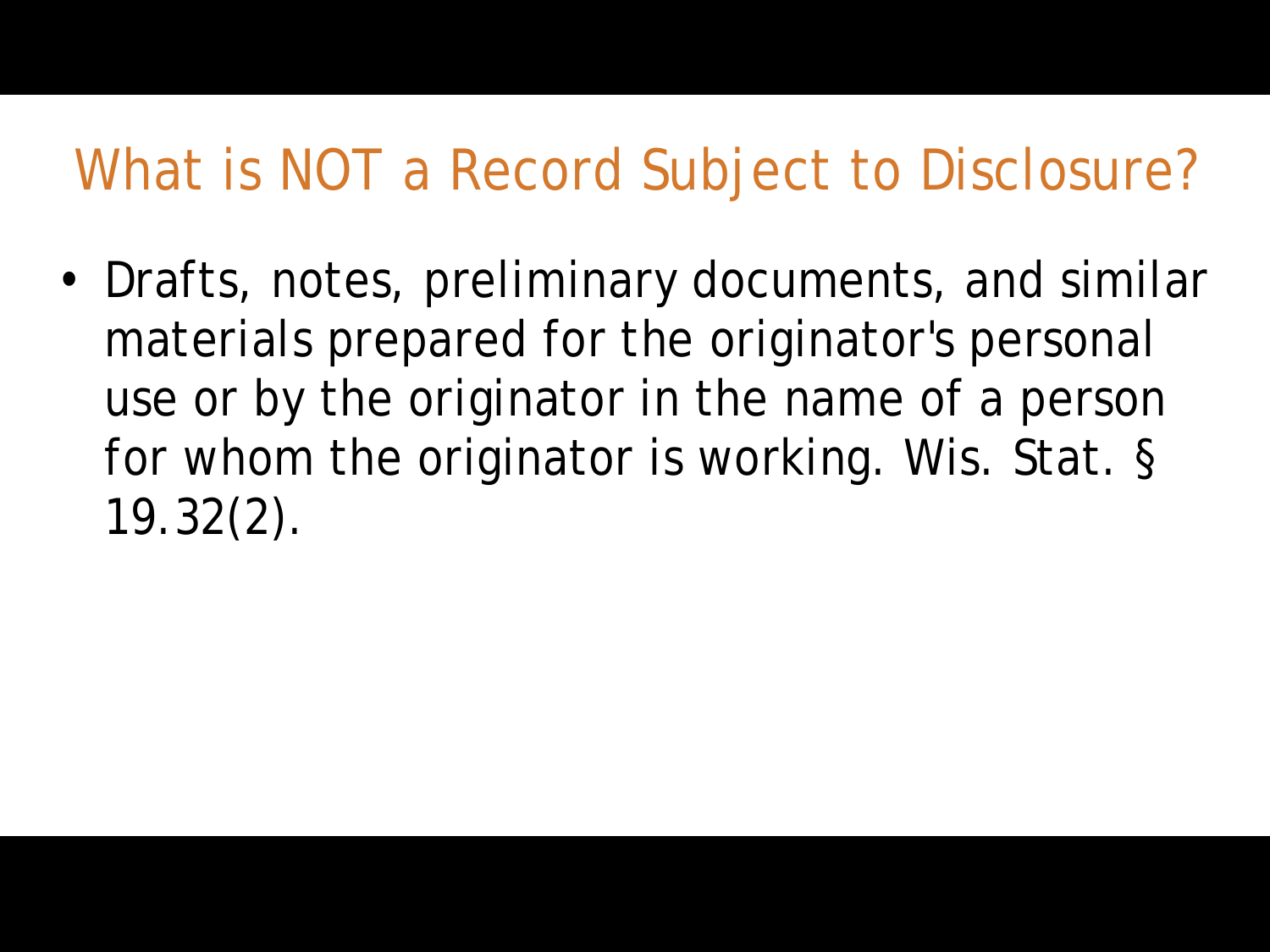# What is NOT a Record Subject to Disclosure?

- Drafts, notes, preliminary documents, and similar materials prepared for the originator's personal use or by the originator in the name of a person for whom the originator is working. Wis. Stat. § 19.32(2).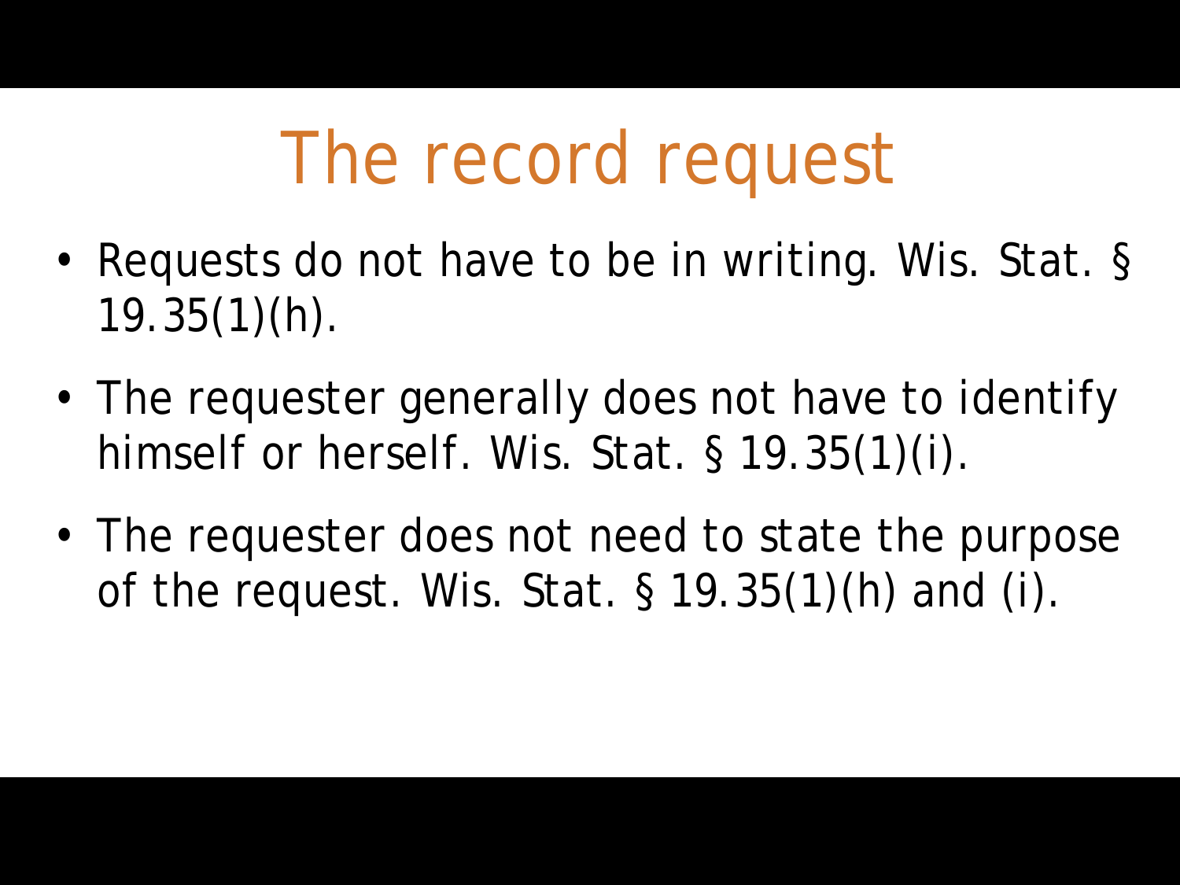# The record request

- Requests do not have to be in writing. Wis. Stat. § 19.35(1)(h).
- The requester generally does not have to identify himself or herself. Wis. Stat. § 19.35(1)(i).
- The requester does not need to state the purpose of the request. Wis. Stat. § 19.35(1)(h) and (i).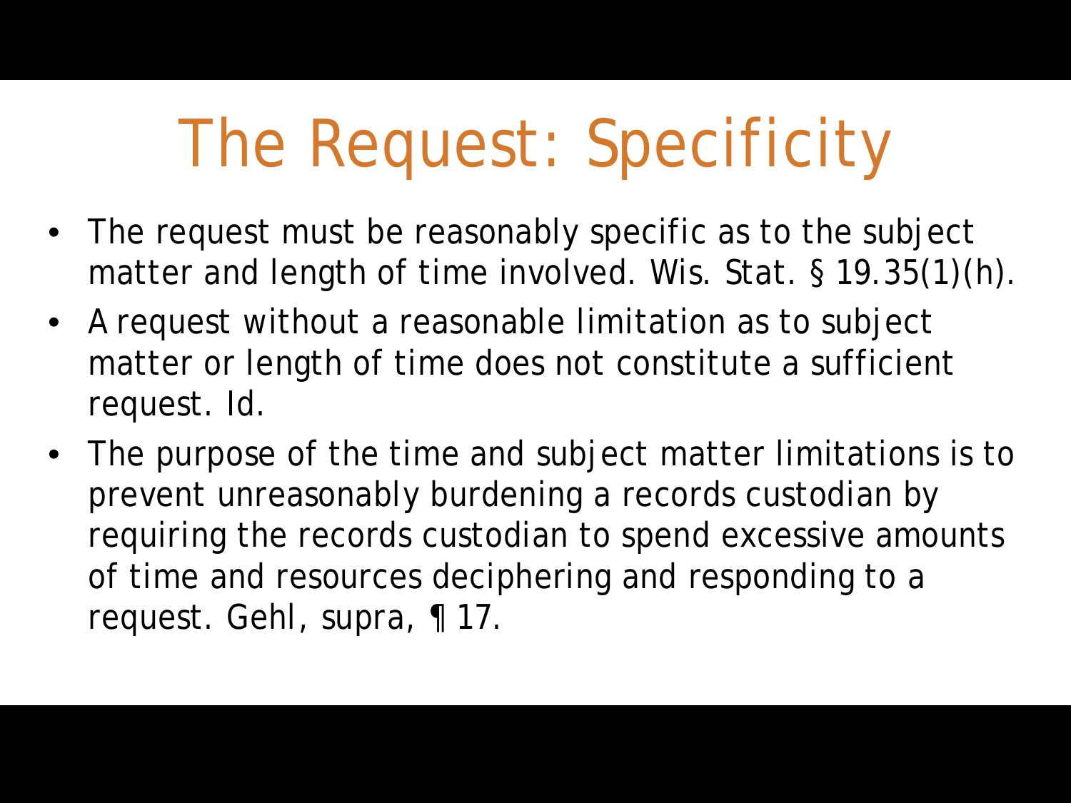# The Request: Specificity

- The request must be reasonably specific as to the subject matter and length of time involved. Wis. Stat. § 19.35(1)(h).
- A request without a reasonable limitation as to subject matter or length of time does not constitute a sufficient request. Id.
- The purpose of the time and subject matter limitations is to prevent unreasonably burdening a records custodian by requiring the records custodian to spend excessive amounts of time and resources deciphering and responding to a request. Gehl, supra, ¶ 17.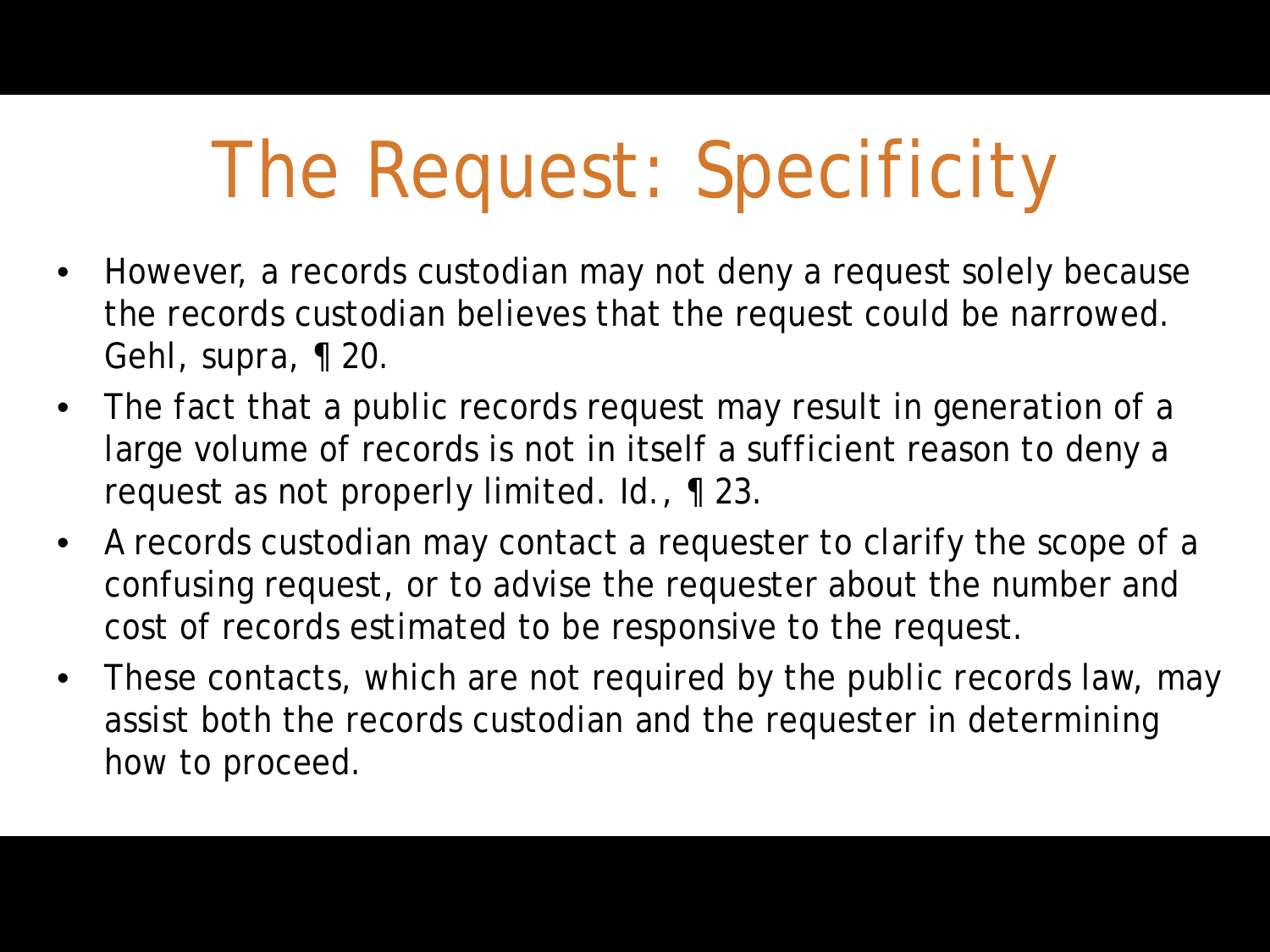# The Request: Specificity

- However, a records custodian may not deny a request solely because the records custodian believes that the request could be narrowed. Gehl, supra, ¶ 20.
- The fact that a public records request may result in generation of a large volume of records is not in itself a sufficient reason to deny a request as not properly limited. Id., ¶ 23.
- A records custodian may contact a requester to clarify the scope of a confusing request, or to advise the requester about the number and cost of records estimated to be responsive to the request.
- These contacts, which are not required by the public records law, may assist both the records custodian and the requester in determining how to proceed.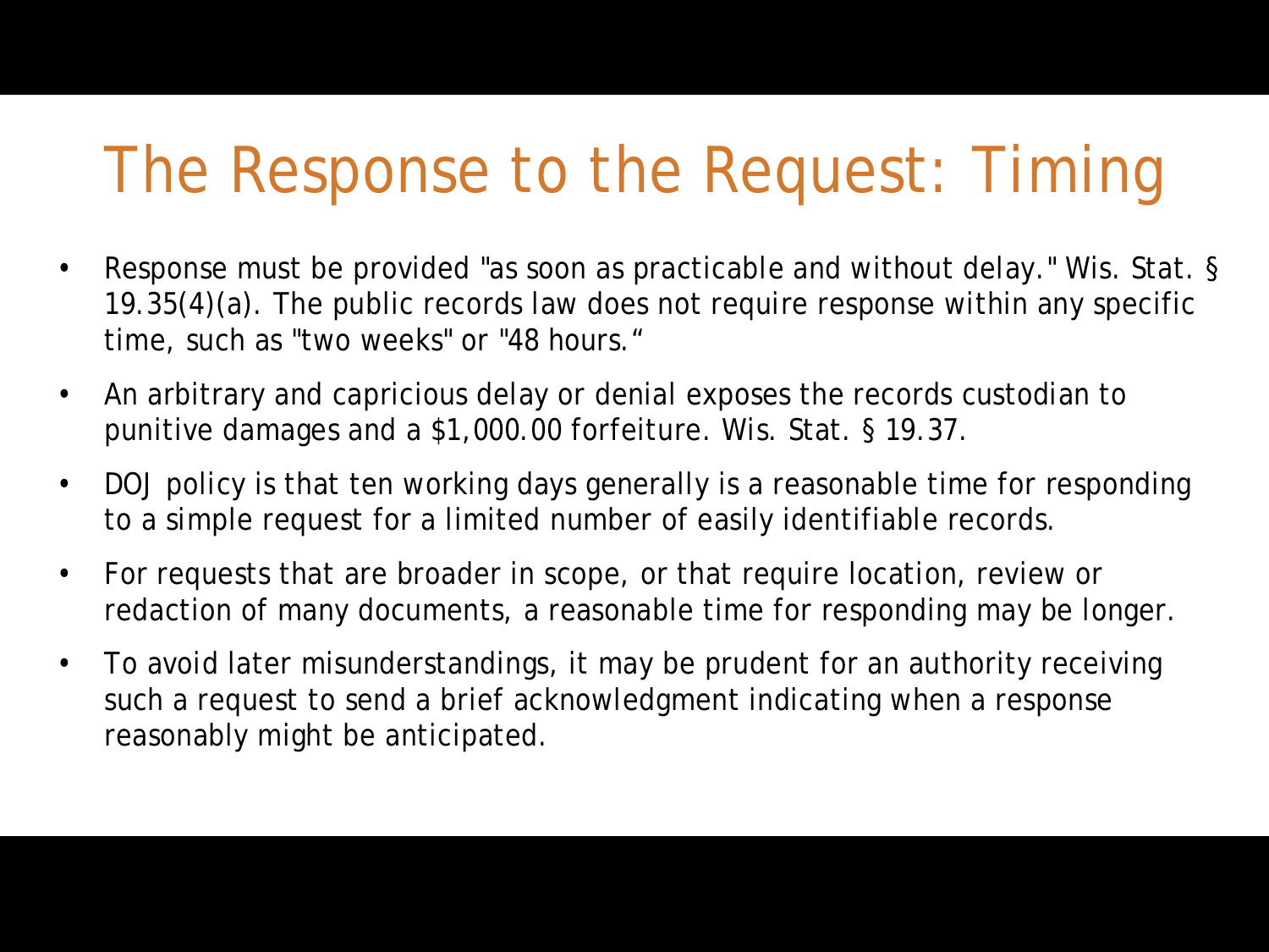# The Response to the Request: Timing

- Response must be provided "as soon as practicable and without delay." Wis. Stat. § 19.35(4)(a). The public records law does not require response within any specific time, such as "two weeks" or "48 hours."
- An arbitrary and capricious delay or denial exposes the records custodian to punitive damages and a $1,000.00 forfeiture. Wis. Stat. § 19.37.
- DOJ policy is that ten working days generally is a reasonable time for responding to a simple request for a limited number of easily identifiable records.
- For requests that are broader in scope, or that require location, review or redaction of many documents, a reasonable time for responding may be longer.
- To avoid later misunderstandings, it may be prudent for an authority receiving such a request to send a brief acknowledgment indicating when a response reasonably might be anticipated.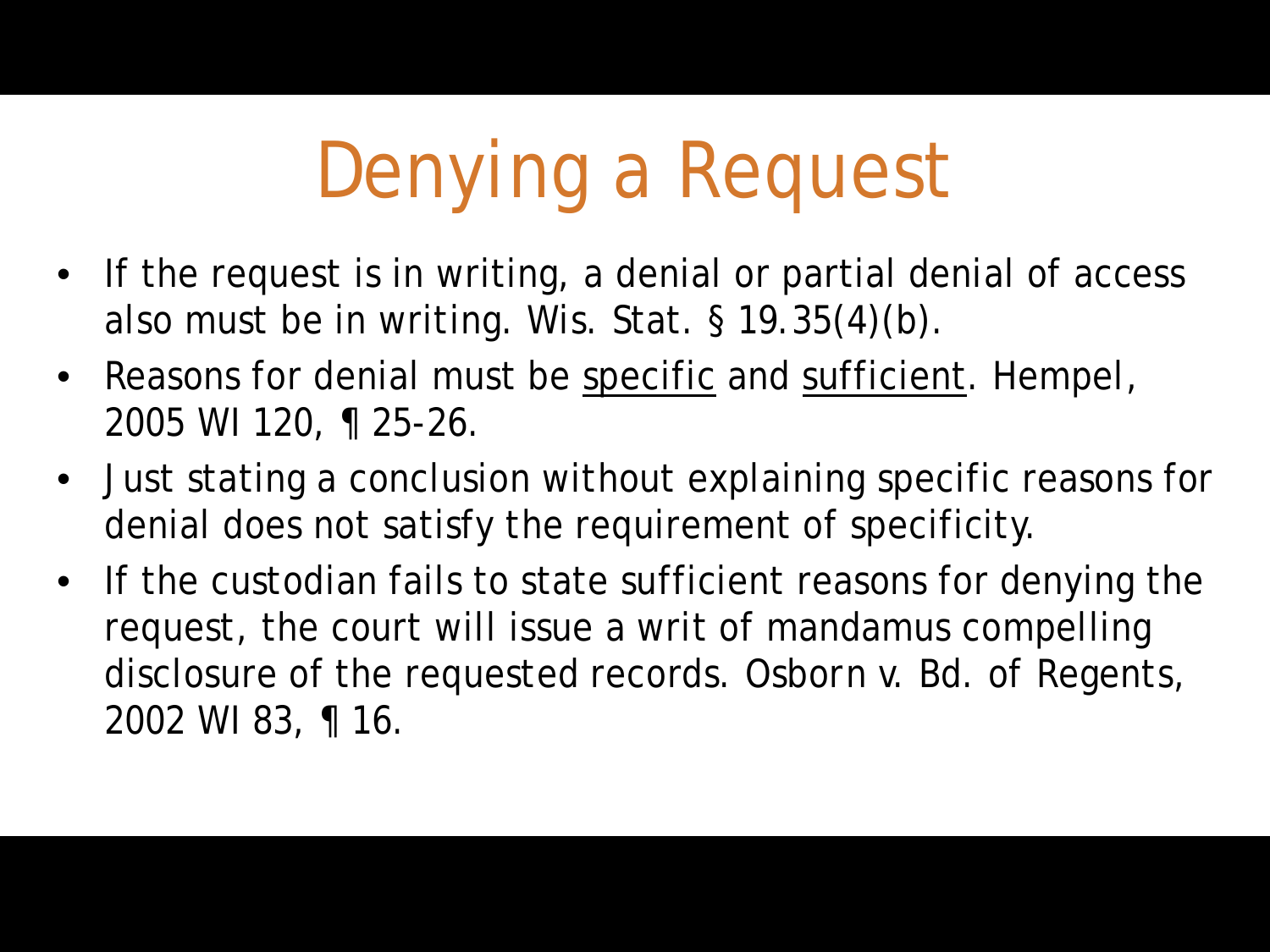# Denying a Request

- If the request is in writing, a denial or partial denial of access also must be in writing. Wis. Stat. § 19.35(4)(b).
- Reasons for denial must be <u>specific</u> and <u>sufficient</u>. Hempel, 2005 WI 120, ¶ 25-26.
- Just stating a conclusion without explaining specific reasons for denial does not satisfy the requirement of specificity.
- If the custodian fails to state sufficient reasons for denying the request, the court will issue a writ of mandamus compelling disclosure of the requested records. Osborn v. Bd. of Regents, 2002 WI 83, ¶ 16.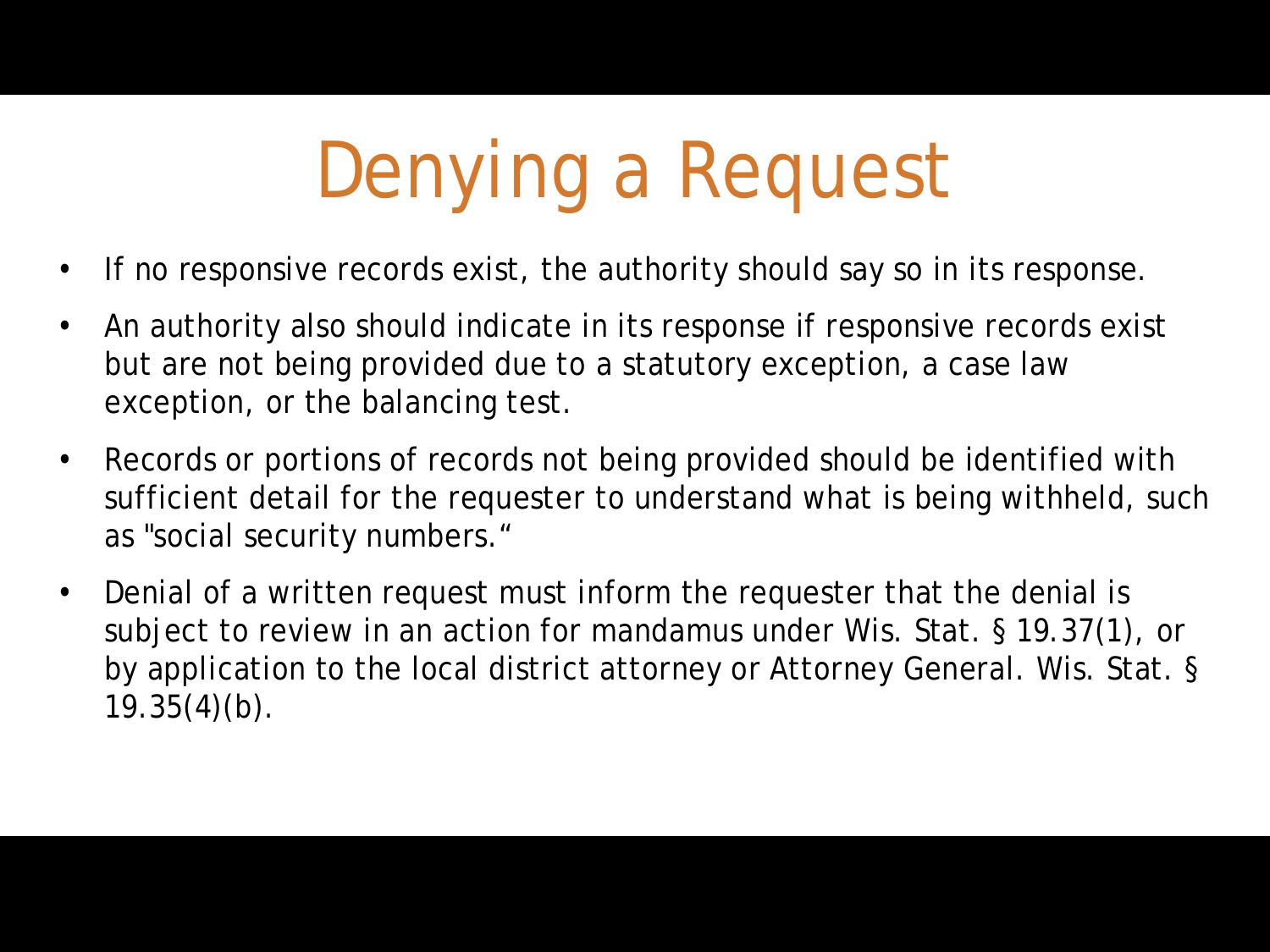# Denying a Request

- If no responsive records exist, the authority should say so in its response.
- An authority also should indicate in its response if responsive records exist but are not being provided due to a statutory exception, a case law exception, or the balancing test.
- Records or portions of records not being provided should be identified with sufficient detail for the requester to understand what is being withheld, such as "social security numbers."
- Denial of a written request must inform the requester that the denial is subject to review in an action for mandamus under Wis. Stat. § 19.37(1), or by application to the local district attorney or Attorney General. Wis. Stat. § 19.35(4)(b).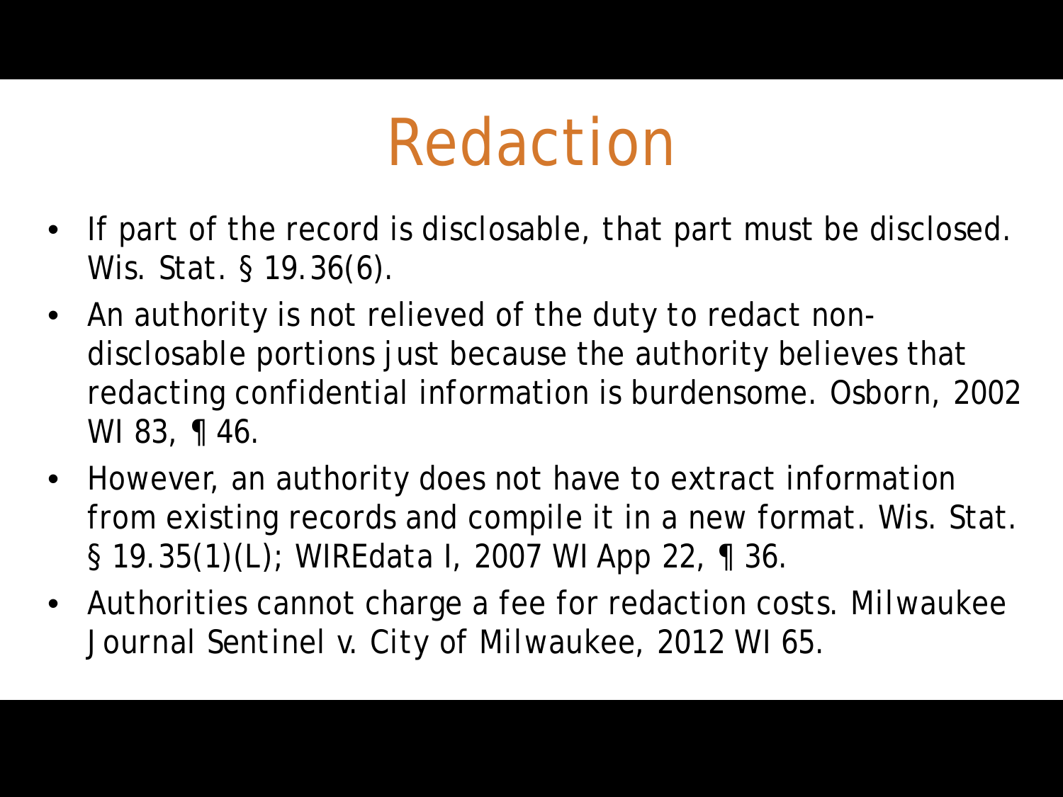# Redaction

- If part of the record is disclosable, that part must be disclosed. Wis. Stat. § 19.36(6).
- An authority is not relieved of the duty to redact non-disclosable portions just because the authority believes that redacting confidential information is burdensome. Osborn, 2002 WI 83, ¶ 46.
- However, an authority does not have to extract information from existing records and compile it in a new format. Wis. Stat. § 19.35(1)(L); WIREdata I, 2007 WI App 22, ¶ 36.
- Authorities cannot charge a fee for redaction costs. Milwaukee Journal Sentinel v. City of Milwaukee, 2012 WI 65.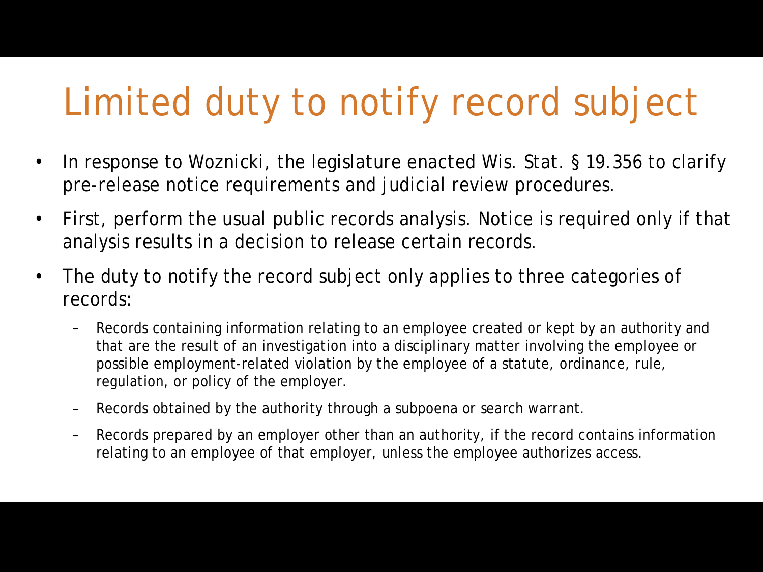# Limited duty to notify record subject

- In response to Woznicki, the legislature enacted Wis. Stat. § 19.356 to clarify pre-release notice requirements and judicial review procedures.
- First, perform the usual public records analysis. Notice is required only if that analysis results in a decision to release certain records.
- The duty to notify the record subject only applies to three categories of records:
  - Records containing information relating to an employee created or kept by an authority and that are the result of an investigation into a disciplinary matter involving the employee or possible employment-related violation by the employee of a statute, ordinance, rule, regulation, or policy of the employer.
  - Records obtained by the authority through a subpoena or search warrant.
  - Records prepared by an employer other than an authority, if the record contains information relating to an employee of that employer, unless the employee authorizes access.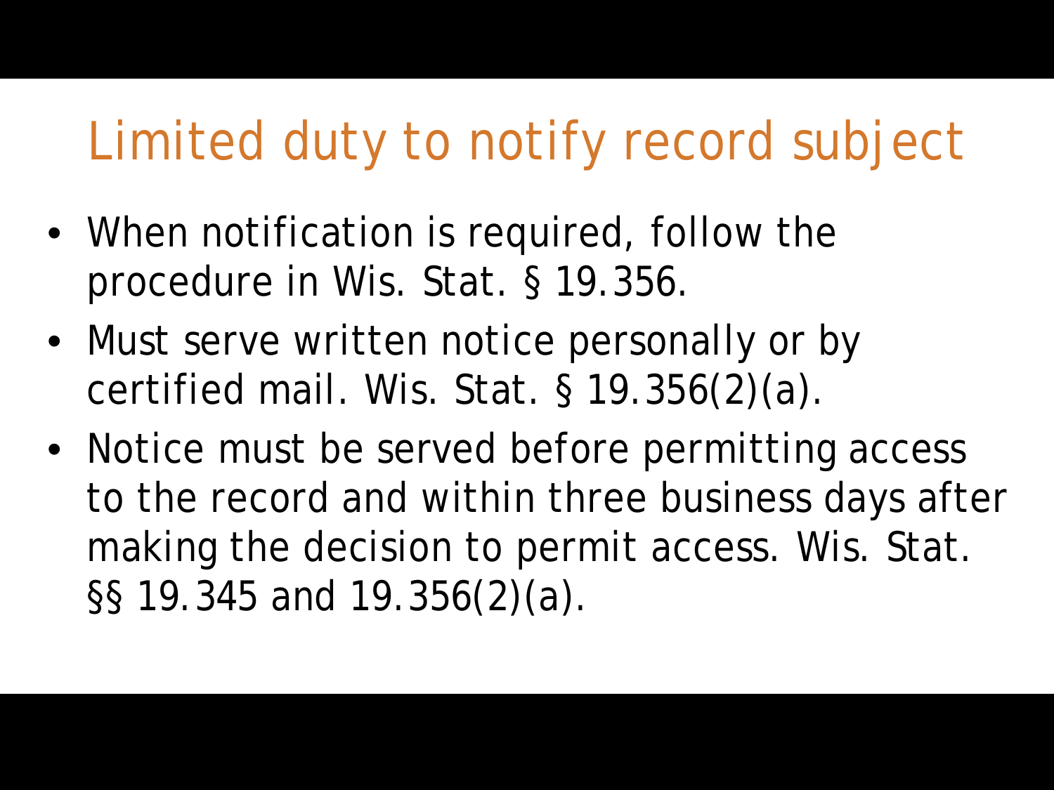# Limited duty to notify record subject

- When notification is required, follow the procedure in Wis. Stat. § 19.356.
- Must serve written notice personally or by certified mail. Wis. Stat. § 19.356(2)(a).
- Notice must be served before permitting access to the record and within three business days after making the decision to permit access. Wis. Stat. §§ 19.345 and 19.356(2)(a).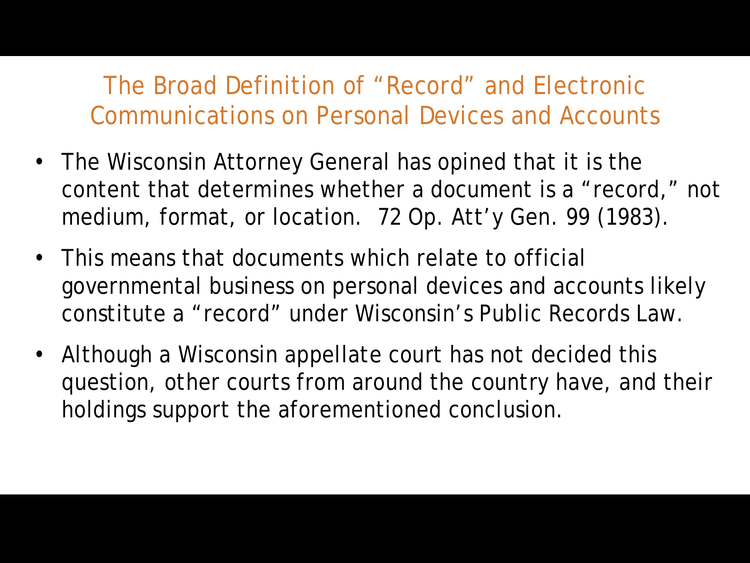## The Broad Definition of "Record" and Electronic Communications on Personal Devices and Accounts

- The Wisconsin Attorney General has opined that it is the content that determines whether a document is a "record," not medium, format, or location. 72 Op. Att'y Gen. 99 (1983).
- This means that documents which relate to official governmental business on personal devices and accounts likely constitute a "record" under Wisconsin's Public Records Law.
- Although a Wisconsin appellate court has not decided this question, other courts from around the country have, and their holdings support the aforementioned conclusion.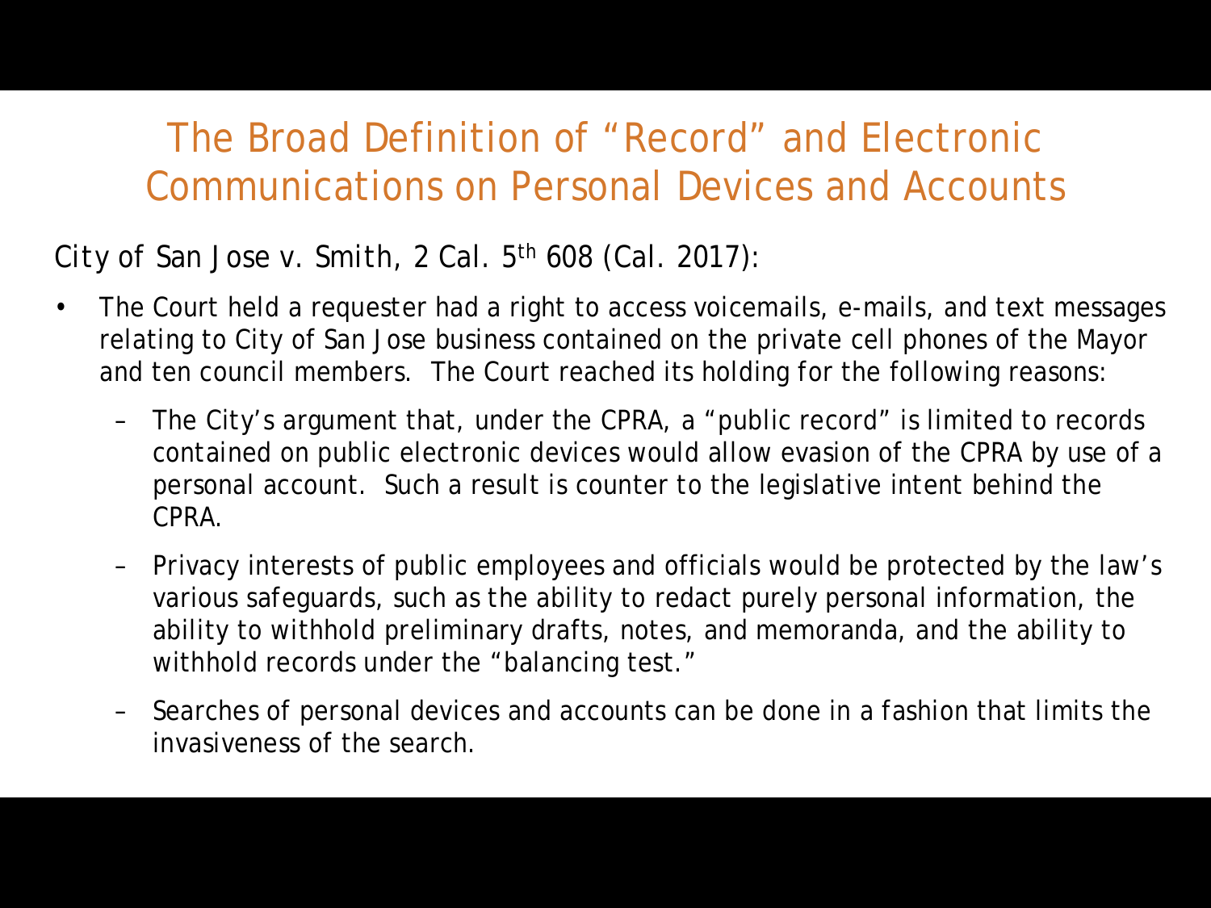# The Broad Definition of "Record" and Electronic Communications on Personal Devices and Accounts

*City of San Jose v. Smith*, 2 Cal. 5th 608 (Cal. 2017):

- The Court held a requester had a right to access voicemails, e-mails, and text messages relating to City of San Jose business contained on the private cell phones of the Mayor and ten council members. The Court reached its holding for the following reasons:
  - The City's argument that, under the CPRA, a "public record" is limited to records contained on public electronic devices would allow evasion of the CPRA by use of a personal account. Such a result is counter to the legislative intent behind the CPRA.
  - Privacy interests of public employees and officials would be protected by the law's various safeguards, such as the ability to redact purely personal information, the ability to withhold preliminary drafts, notes, and memoranda, and the ability to withhold records under the "balancing test."
  - Searches of personal devices and accounts can be done in a fashion that limits the invasiveness of the search.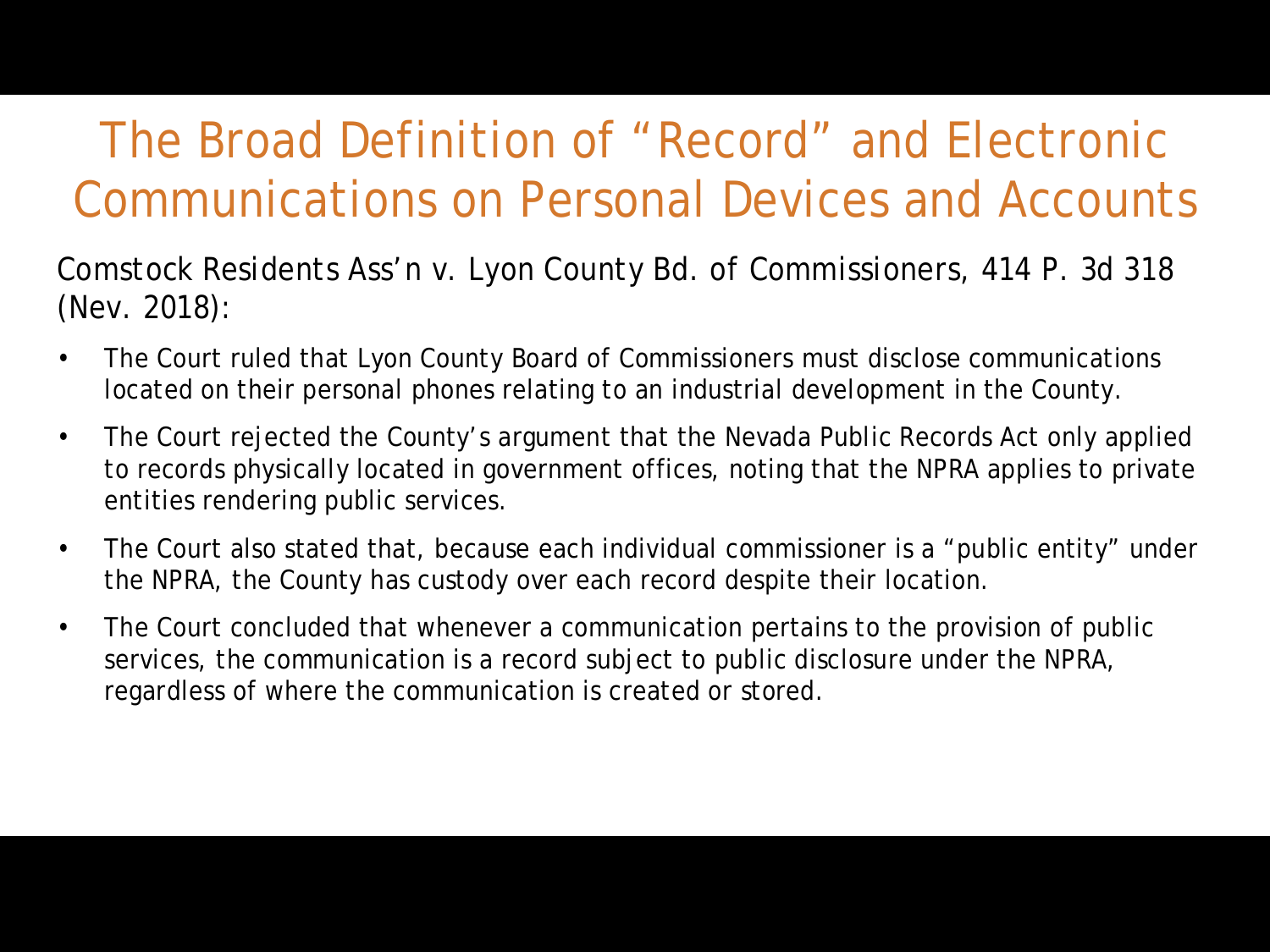# The Broad Definition of “Record” and Electronic Communications on Personal Devices and Accounts

Comstock Residents Ass’n v. Lyon County Bd. of Commissioners, 414 P. 3d 318 (Nev. 2018):

- The Court ruled that Lyon County Board of Commissioners must disclose communications located on their personal phones relating to an industrial development in the County.
- The Court rejected the County’s argument that the Nevada Public Records Act only applied to records physically located in government offices, noting that the NPRA applies to private entities rendering public services.
- The Court also stated that, because each individual commissioner is a “public entity” under the NPRA, the County has custody over each record despite their location.
- The Court concluded that whenever a communication pertains to the provision of public services, the communication is a record subject to public disclosure under the NPRA, regardless of where the communication is created or stored.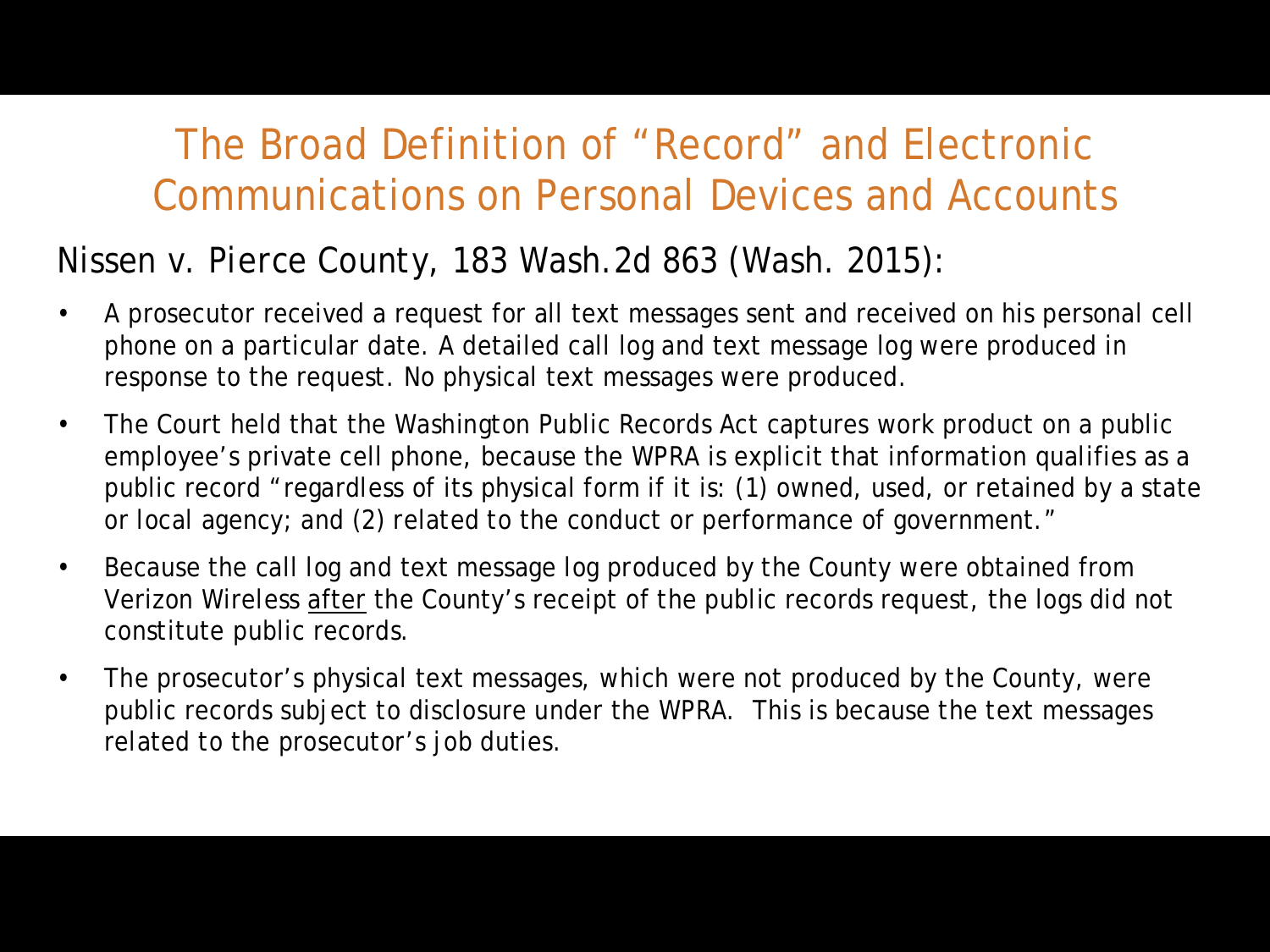# The Broad Definition of "Record" and Electronic Communications on Personal Devices and Accounts

## Nissen v. Pierce County, 183 Wash.2d 863 (Wash. 2015):

- A prosecutor received a request for all text messages sent and received on his personal cell phone on a particular date. A detailed call log and text message log were produced in response to the request. No physical text messages were produced.
- The Court held that the Washington Public Records Act captures work product on a public employee's private cell phone, because the WPRA is explicit that information qualifies as a public record "regardless of its physical form if it is: (1) owned, used, or retained by a state or local agency; and (2) related to the conduct or performance of government."
- Because the call log and text message log produced by the County were obtained from Verizon Wireless <u>after</u> the County's receipt of the public records request, the logs did not constitute public records.
- The prosecutor's physical text messages, which were not produced by the County, were public records subject to disclosure under the WPRA. This is because the text messages related to the prosecutor's job duties.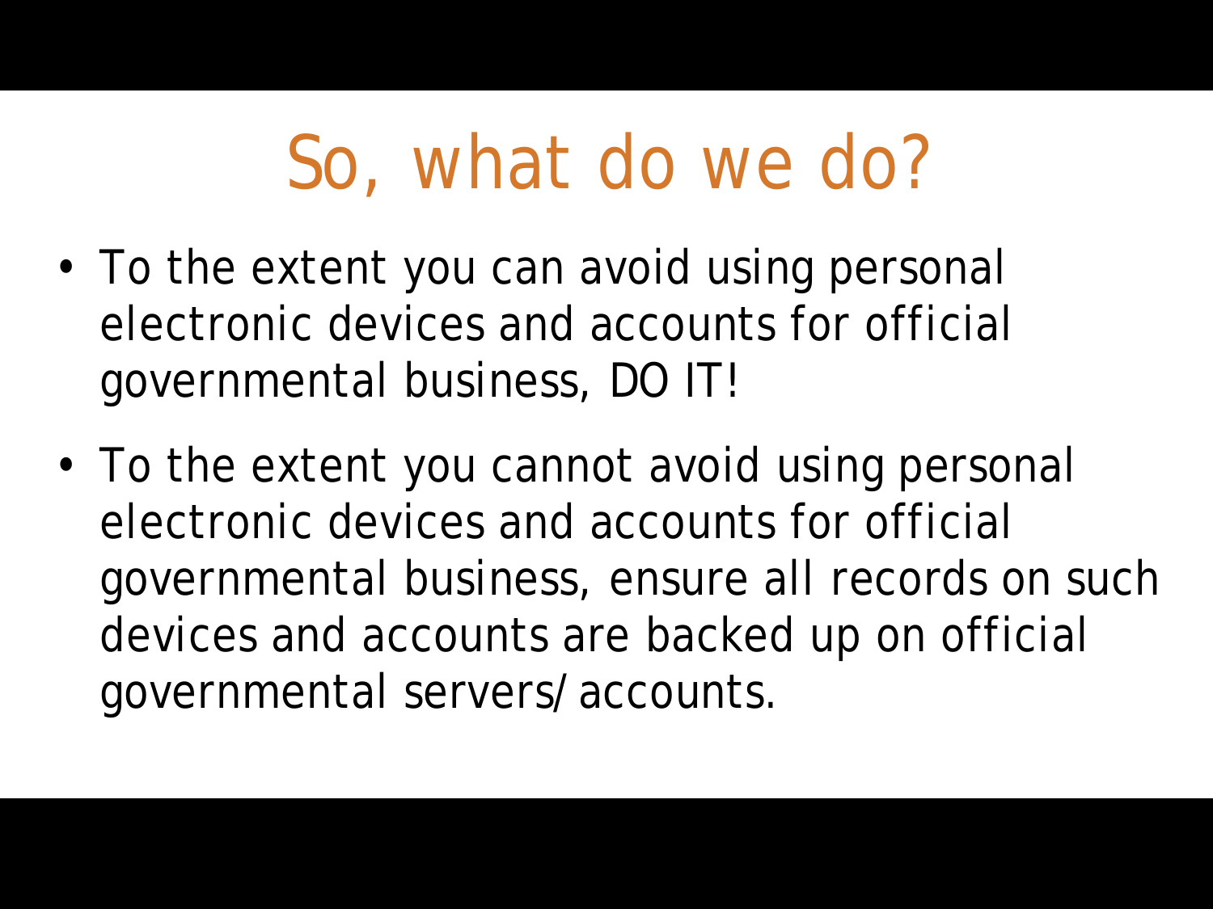# So, what do we do?

- To the extent you can avoid using personal electronic devices and accounts for official governmental business, DO IT!
- To the extent you cannot avoid using personal electronic devices and accounts for official governmental business, ensure all records on such devices and accounts are backed up on official governmental servers/accounts.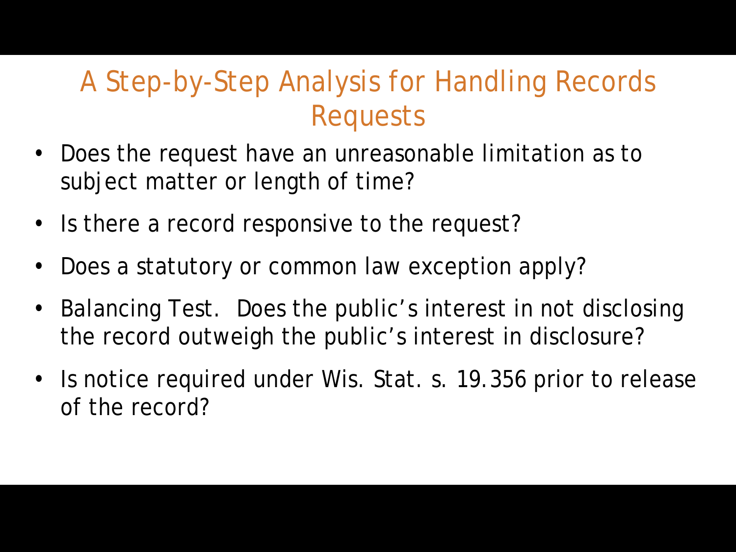# A Step-by-Step Analysis for Handling Records Requests

- Does the request have an unreasonable limitation as to subject matter or length of time?
- Is there a record responsive to the request?
- Does a statutory or common law exception apply?
- Balancing Test. Does the public's interest in not disclosing the record outweigh the public's interest in disclosure?
- Is notice required under Wis. Stat. s. 19.356 prior to release of the record?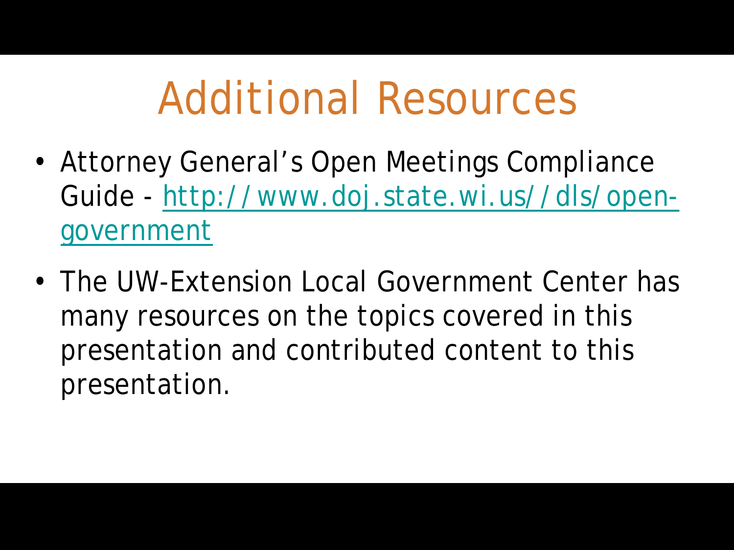# Additional Resources

- Attorney General's Open Meetings Compliance Guide - [http://www.doj.state.wi.us//dls/open-government](http://www.doj.state.wi.us//dls/open-government)
- The UW-Extension Local Government Center has many resources on the topics covered in this presentation and contributed content to this presentation.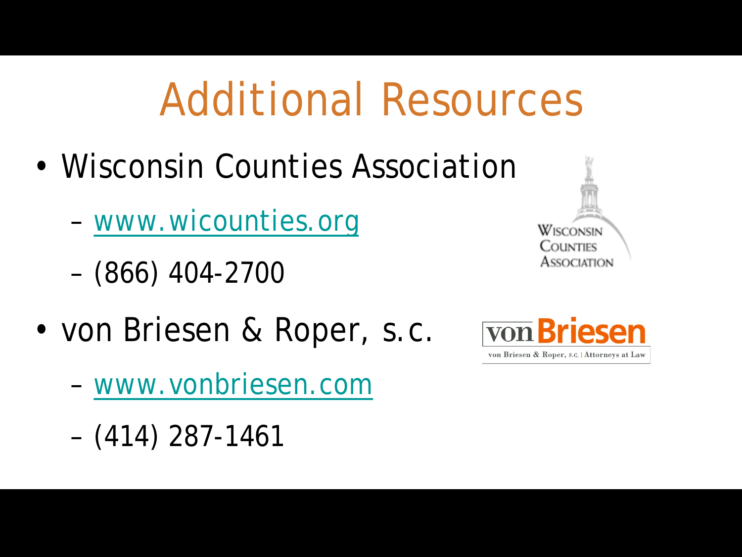# Additional Resources

- Wisconsin Counties Association
  - www.wicounties.org
  - (866) 404-2700
- von Briesen & Roper, s.c.
  - www.vonbriesen.com
  - (414) 287-1461